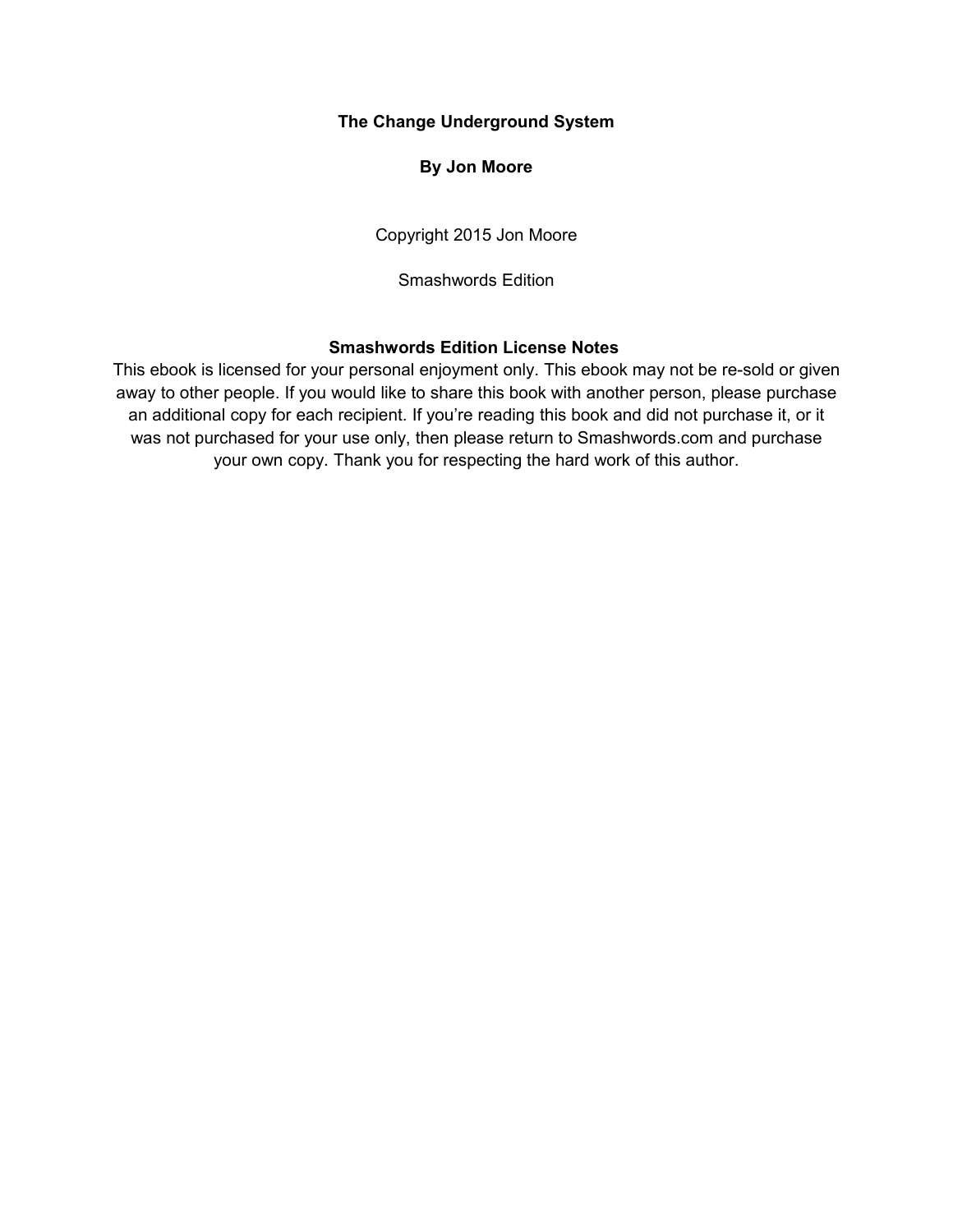# The Change Underground System

**By Jon Moore**

Copyright 2015 Jon Moore

Smashwords Edition

**Smashwords Edition License Notes**

This ebook is licensed for your personal enjoyment only. This ebook may not be re-sold or given away to other people. If you would like to share this book with another person, please purchase an additional copy for each recipient. If you're reading this book and did not purchase it, or it was not purchased for your use only, then please return to Smashwords.com and purchase your own copy. Thank you for respecting the hard work of this author.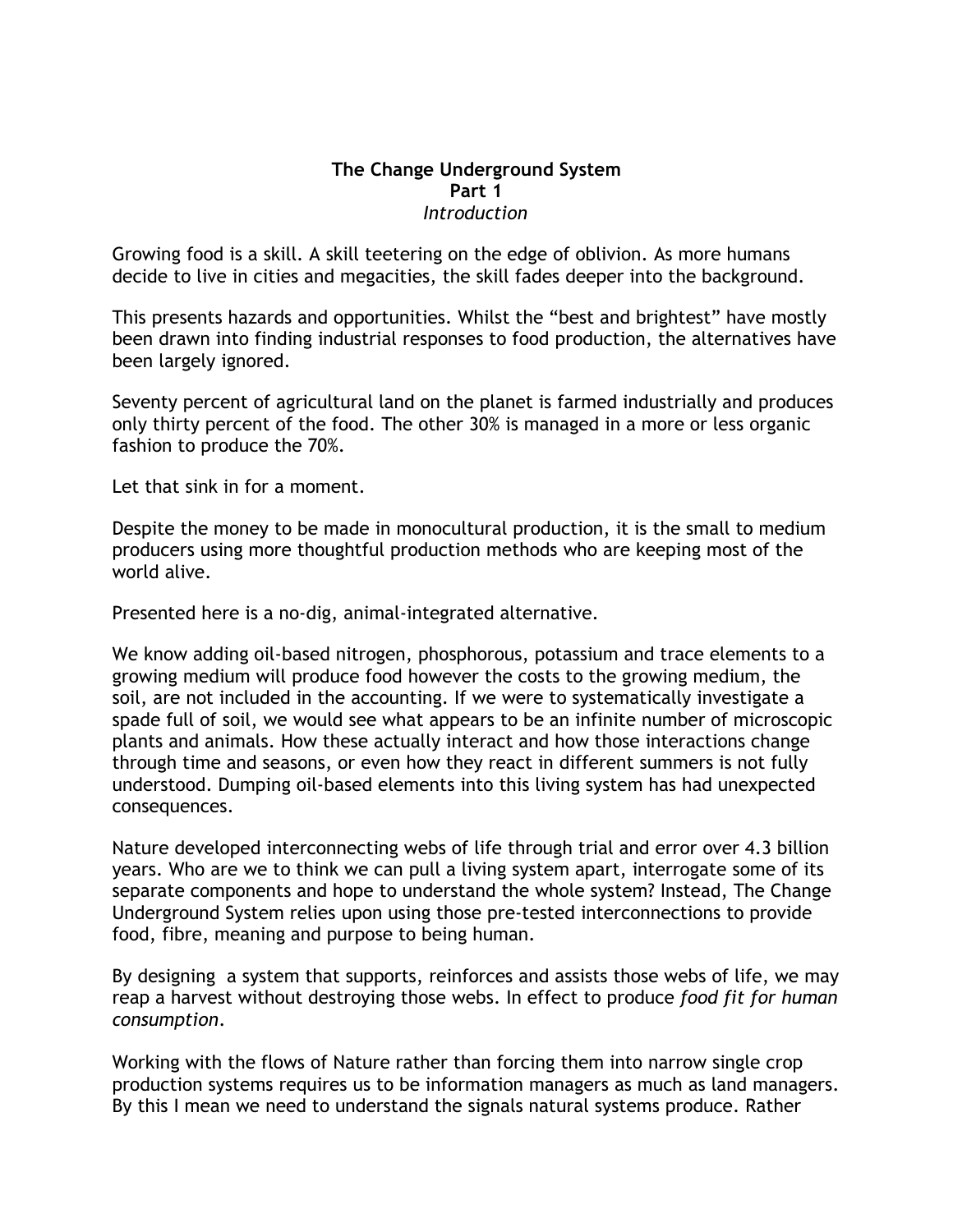**The Change Underground System**
**Part 1**
*Introduction*

Growing food is a skill. A skill teetering on the edge of oblivion. As more humans decide to live in cities and megacities, the skill fades deeper into the background.

This presents hazards and opportunities. Whilst the “best and brightest” have mostly been drawn into finding industrial responses to food production, the alternatives have been largely ignored.

Seventy percent of agricultural land on the planet is farmed industrially and produces only thirty percent of the food. The other 30% is managed in a more or less organic fashion to produce the 70%.

Let that sink in for a moment.

Despite the money to be made in monocultural production, it is the small to medium producers using more thoughtful production methods who are keeping most of the world alive.

Presented here is a no-dig, animal-integrated alternative.

We know adding oil-based nitrogen, phosphorous, potassium and trace elements to a growing medium will produce food however the costs to the growing medium, the soil, are not included in the accounting. If we were to systematically investigate a spade full of soil, we would see what appears to be an infinite number of microscopic plants and animals. How these actually interact and how those interactions change through time and seasons, or even how they react in different summers is not fully understood. Dumping oil-based elements into this living system has had unexpected consequences.

Nature developed interconnecting webs of life through trial and error over 4.3 billion years. Who are we to think we can pull a living system apart, interrogate some of its separate components and hope to understand the whole system? Instead, The Change Underground System relies upon using those pre-tested interconnections to provide food, fibre, meaning and purpose to being human.

By designing a system that supports, reinforces and assists those webs of life, we may reap a harvest without destroying those webs. In effect to produce *food fit for human consumption*.

Working with the flows of Nature rather than forcing them into narrow single crop production systems requires us to be information managers as much as land managers. By this I mean we need to understand the signals natural systems produce. Rather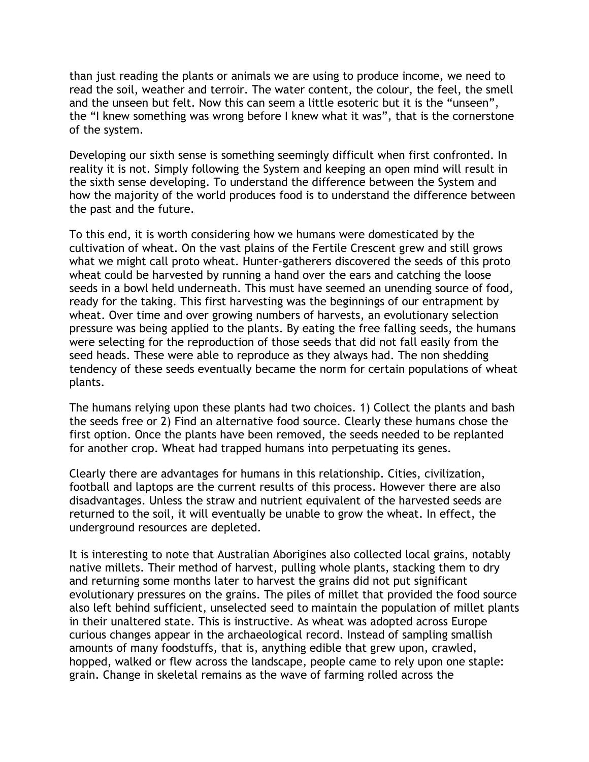than just reading the plants or animals we are using to produce income, we need to read the soil, weather and terroir. The water content, the colour, the feel, the smell and the unseen but felt. Now this can seem a little esoteric but it is the "unseen", the "I knew something was wrong before I knew what it was", that is the cornerstone of the system.

Developing our sixth sense is something seemingly difficult when first confronted. In reality it is not. Simply following the System and keeping an open mind will result in the sixth sense developing. To understand the difference between the System and how the majority of the world produces food is to understand the difference between the past and the future.

To this end, it is worth considering how we humans were domesticated by the cultivation of wheat. On the vast plains of the Fertile Crescent grew and still grows what we might call proto wheat. Hunter-gatherers discovered the seeds of this proto wheat could be harvested by running a hand over the ears and catching the loose seeds in a bowl held underneath. This must have seemed an unending source of food, ready for the taking. This first harvesting was the beginnings of our entrapment by wheat. Over time and over growing numbers of harvests, an evolutionary selection pressure was being applied to the plants. By eating the free falling seeds, the humans were selecting for the reproduction of those seeds that did not fall easily from the seed heads. These were able to reproduce as they always had. The non shedding tendency of these seeds eventually became the norm for certain populations of wheat plants.

The humans relying upon these plants had two choices. 1) Collect the plants and bash the seeds free or 2) Find an alternative food source. Clearly these humans chose the first option. Once the plants have been removed, the seeds needed to be replanted for another crop. Wheat had trapped humans into perpetuating its genes.

Clearly there are advantages for humans in this relationship. Cities, civilization, football and laptops are the current results of this process. However there are also disadvantages. Unless the straw and nutrient equivalent of the harvested seeds are returned to the soil, it will eventually be unable to grow the wheat. In effect, the underground resources are depleted.

It is interesting to note that Australian Aborigines also collected local grains, notably native millets. Their method of harvest, pulling whole plants, stacking them to dry and returning some months later to harvest the grains did not put significant evolutionary pressures on the grains. The piles of millet that provided the food source also left behind sufficient, unselected seed to maintain the population of millet plants in their unaltered state. This is instructive. As wheat was adopted across Europe curious changes appear in the archaeological record. Instead of sampling smallish amounts of many foodstuffs, that is, anything edible that grew upon, crawled, hopped, walked or flew across the landscape, people came to rely upon one staple: grain. Change in skeletal remains as the wave of farming rolled across the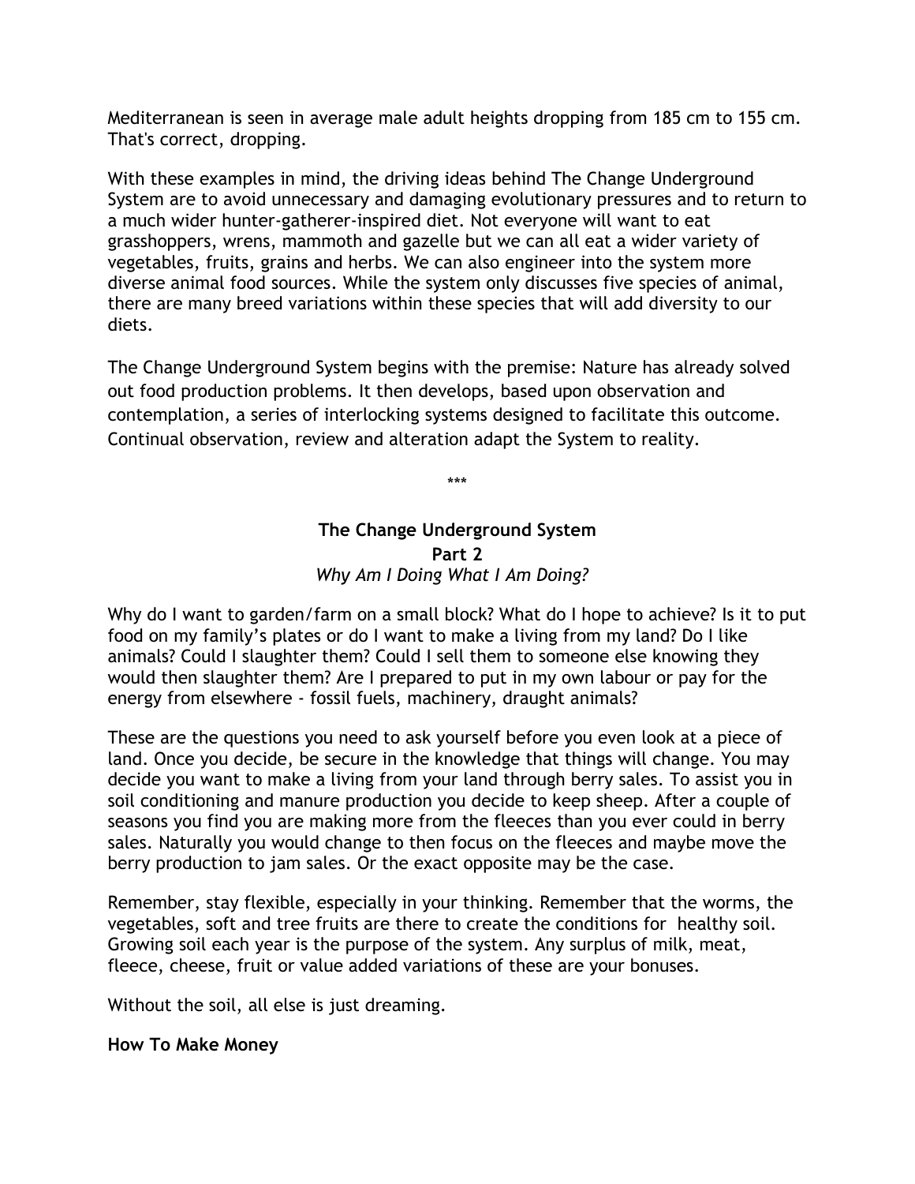Mediterranean is seen in average male adult heights dropping from 185 cm to 155 cm. That's correct, dropping.

With these examples in mind, the driving ideas behind The Change Underground System are to avoid unnecessary and damaging evolutionary pressures and to return to a much wider hunter-gatherer-inspired diet. Not everyone will want to eat grasshoppers, wrens, mammoth and gazelle but we can all eat a wider variety of vegetables, fruits, grains and herbs. We can also engineer into the system more diverse animal food sources. While the system only discusses five species of animal, there are many breed variations within these species that will add diversity to our diets.

The Change Underground System begins with the premise: Nature has already solved out food production problems. It then develops, based upon observation and contemplation, a series of interlocking systems designed to facilitate this outcome. Continual observation, review and alteration adapt the System to reality.

\*\*\*

## The Change Underground System
## Part 2
*Why Am I Doing What I Am Doing?*

Why do I want to garden/farm on a small block? What do I hope to achieve? Is it to put food on my family's plates or do I want to make a living from my land? Do I like animals? Could I slaughter them? Could I sell them to someone else knowing they would then slaughter them? Are I prepared to put in my own labour or pay for the energy from elsewhere - fossil fuels, machinery, draught animals?

These are the questions you need to ask yourself before you even look at a piece of land. Once you decide, be secure in the knowledge that things will change. You may decide you want to make a living from your land through berry sales. To assist you in soil conditioning and manure production you decide to keep sheep. After a couple of seasons you find you are making more from the fleeces than you ever could in berry sales. Naturally you would change to then focus on the fleeces and maybe move the berry production to jam sales. Or the exact opposite may be the case.

Remember, stay flexible, especially in your thinking. Remember that the worms, the vegetables, soft and tree fruits are there to create the conditions for healthy soil. Growing soil each year is the purpose of the system. Any surplus of milk, meat, fleece, cheese, fruit or value added variations of these are your bonuses.

Without the soil, all else is just dreaming.

**How To Make Money**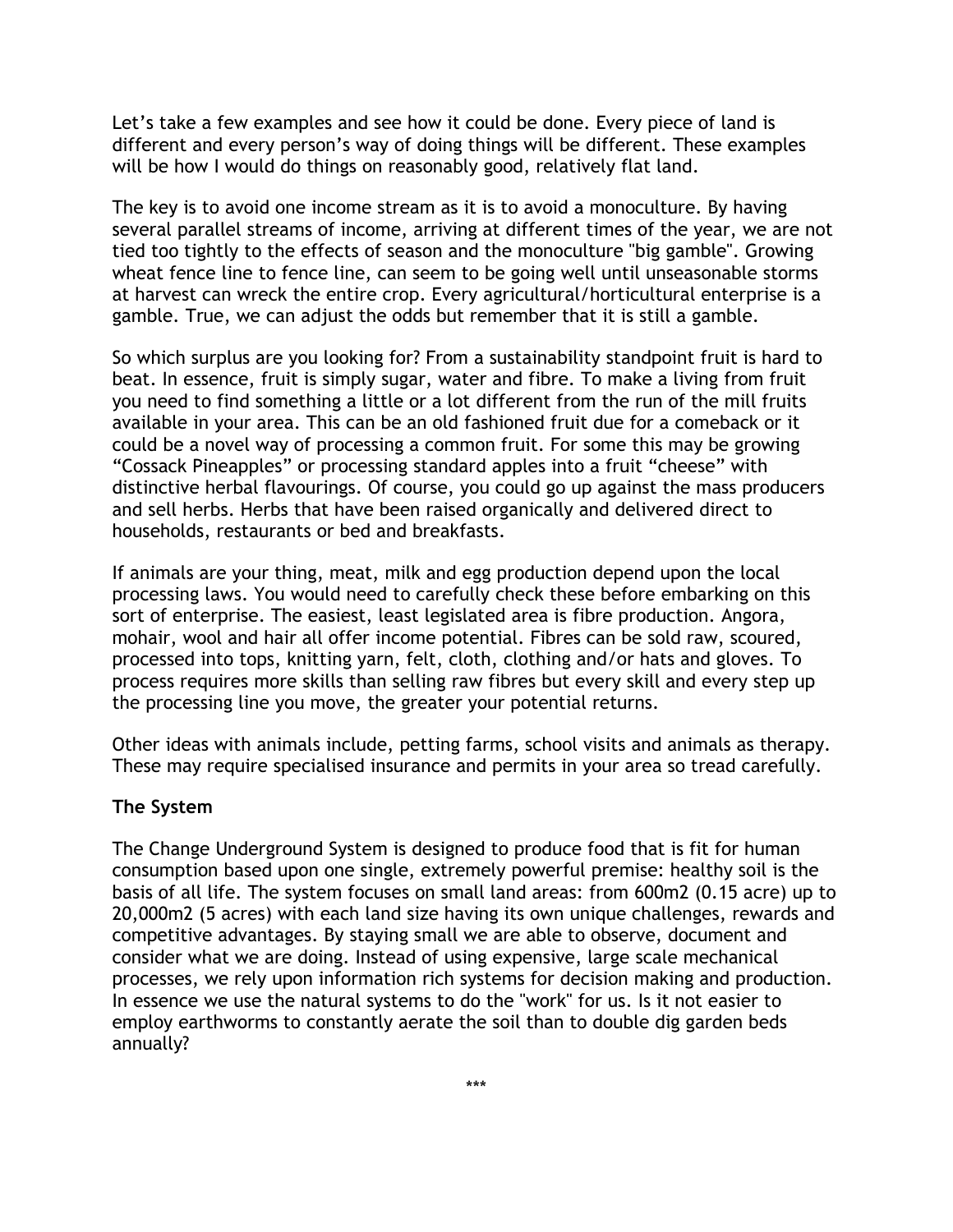Let's take a few examples and see how it could be done. Every piece of land is different and every person's way of doing things will be different. These examples will be how I would do things on reasonably good, relatively flat land.

The key is to avoid one income stream as it is to avoid a monoculture. By having several parallel streams of income, arriving at different times of the year, we are not tied too tightly to the effects of season and the monoculture "big gamble". Growing wheat fence line to fence line, can seem to be going well until unseasonable storms at harvest can wreck the entire crop. Every agricultural/horticultural enterprise is a gamble. True, we can adjust the odds but remember that it is still a gamble.

So which surplus are you looking for? From a sustainability standpoint fruit is hard to beat. In essence, fruit is simply sugar, water and fibre. To make a living from fruit you need to find something a little or a lot different from the run of the mill fruits available in your area. This can be an old fashioned fruit due for a comeback or it could be a novel way of processing a common fruit. For some this may be growing "Cossack Pineapples" or processing standard apples into a fruit "cheese" with distinctive herbal flavourings. Of course, you could go up against the mass producers and sell herbs. Herbs that have been raised organically and delivered direct to households, restaurants or bed and breakfasts.

If animals are your thing, meat, milk and egg production depend upon the local processing laws. You would need to carefully check these before embarking on this sort of enterprise. The easiest, least legislated area is fibre production. Angora, mohair, wool and hair all offer income potential. Fibres can be sold raw, scoured, processed into tops, knitting yarn, felt, cloth, clothing and/or hats and gloves. To process requires more skills than selling raw fibres but every skill and every step up the processing line you move, the greater your potential returns.

Other ideas with animals include, petting farms, school visits and animals as therapy. These may require specialised insurance and permits in your area so tread carefully.

**The System**

The Change Underground System is designed to produce food that is fit for human consumption based upon one single, extremely powerful premise: healthy soil is the basis of all life. The system focuses on small land areas: from 600m2 (0.15 acre) up to 20,000m2 (5 acres) with each land size having its own unique challenges, rewards and competitive advantages. By staying small we are able to observe, document and consider what we are doing. Instead of using expensive, large scale mechanical processes, we rely upon information rich systems for decision making and production. In essence we use the natural systems to do the "work" for us. Is it not easier to employ earthworms to constantly aerate the soil than to double dig garden beds annually?

***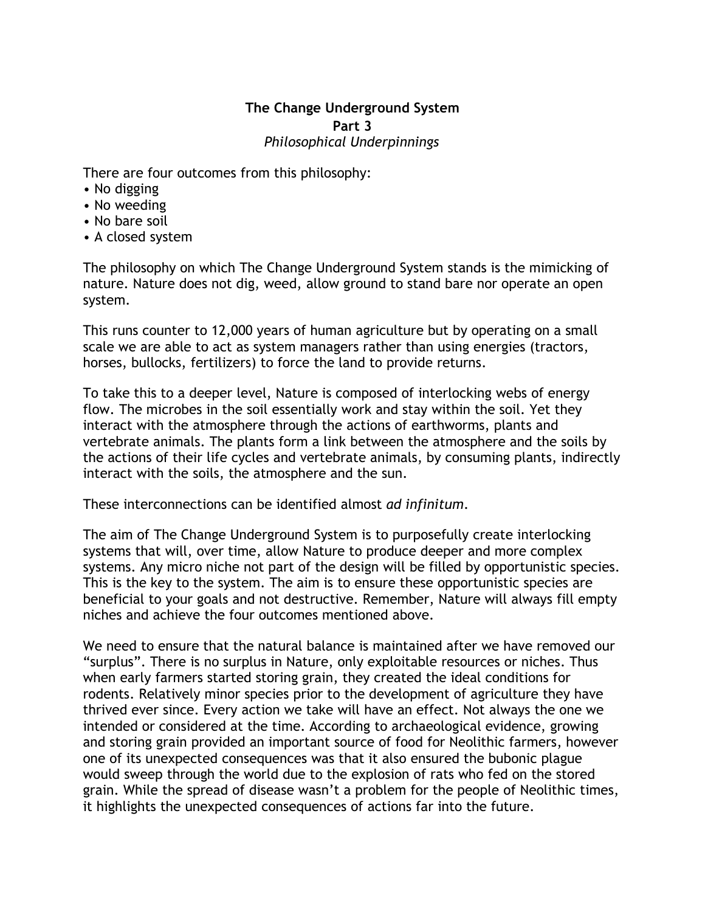# The Change Underground System

## Part 3

*Philosophical Underpinnings*

There are four outcomes from this philosophy:

- No digging
- No weeding
- No bare soil
- A closed system

The philosophy on which The Change Underground System stands is the mimicking of nature. Nature does not dig, weed, allow ground to stand bare nor operate an open system.

This runs counter to 12,000 years of human agriculture but by operating on a small scale we are able to act as system managers rather than using energies (tractors, horses, bullocks, fertilizers) to force the land to provide returns.

To take this to a deeper level, Nature is composed of interlocking webs of energy flow. The microbes in the soil essentially work and stay within the soil. Yet they interact with the atmosphere through the actions of earthworms, plants and vertebrate animals. The plants form a link between the atmosphere and the soils by the actions of their life cycles and vertebrate animals, by consuming plants, indirectly interact with the soils, the atmosphere and the sun.

These interconnections can be identified almost *ad infinitum*.

The aim of The Change Underground System is to purposefully create interlocking systems that will, over time, allow Nature to produce deeper and more complex systems. Any micro niche not part of the design will be filled by opportunistic species. This is the key to the system. The aim is to ensure these opportunistic species are beneficial to your goals and not destructive. Remember, Nature will always fill empty niches and achieve the four outcomes mentioned above.

We need to ensure that the natural balance is maintained after we have removed our "surplus". There is no surplus in Nature, only exploitable resources or niches. Thus when early farmers started storing grain, they created the ideal conditions for rodents. Relatively minor species prior to the development of agriculture they have thrived ever since. Every action we take will have an effect. Not always the one we intended or considered at the time. According to archaeological evidence, growing and storing grain provided an important source of food for Neolithic farmers, however one of its unexpected consequences was that it also ensured the bubonic plague would sweep through the world due to the explosion of rats who fed on the stored grain. While the spread of disease wasn't a problem for the people of Neolithic times, it highlights the unexpected consequences of actions far into the future.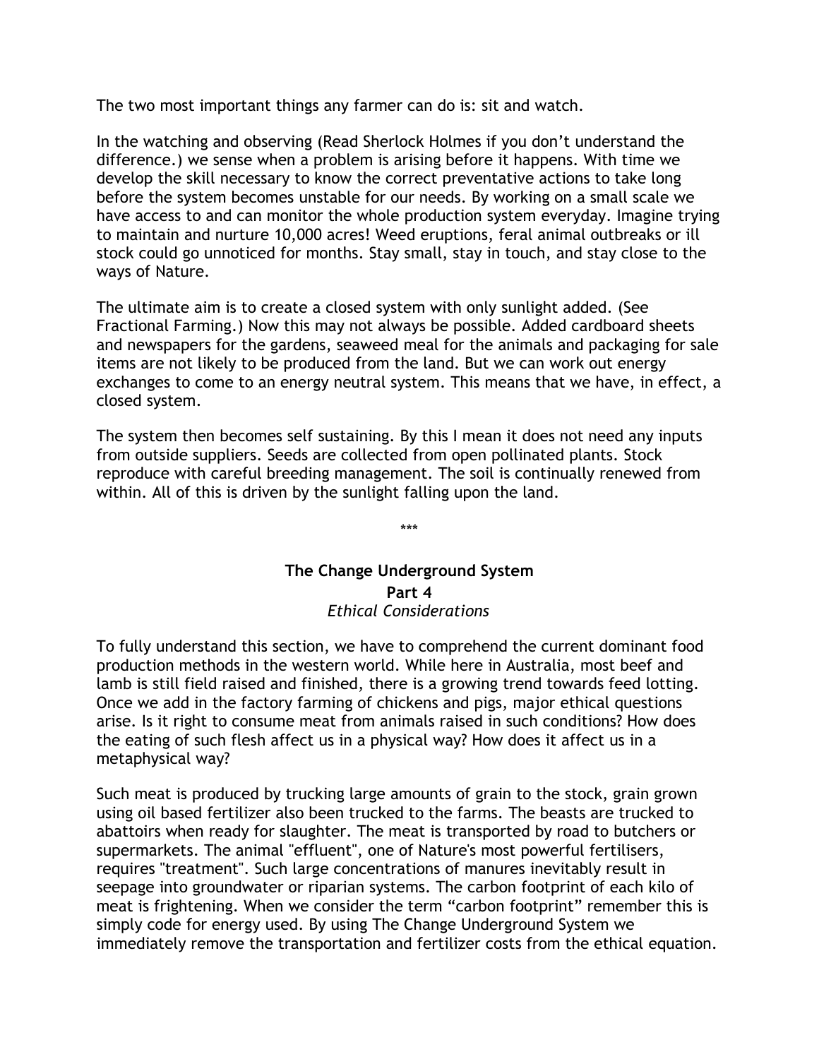The two most important things any farmer can do is: sit and watch.

In the watching and observing (Read Sherlock Holmes if you don't understand the difference.) we sense when a problem is arising before it happens. With time we develop the skill necessary to know the correct preventative actions to take long before the system becomes unstable for our needs. By working on a small scale we have access to and can monitor the whole production system everyday. Imagine trying to maintain and nurture 10,000 acres! Weed eruptions, feral animal outbreaks or ill stock could go unnoticed for months. Stay small, stay in touch, and stay close to the ways of Nature.

The ultimate aim is to create a closed system with only sunlight added. (See Fractional Farming.) Now this may not always be possible. Added cardboard sheets and newspapers for the gardens, seaweed meal for the animals and packaging for sale items are not likely to be produced from the land. But we can work out energy exchanges to come to an energy neutral system. This means that we have, in effect, a closed system.

The system then becomes self sustaining. By this I mean it does not need any inputs from outside suppliers. Seeds are collected from open pollinated plants. Stock reproduce with careful breeding management. The soil is continually renewed from within. All of this is driven by the sunlight falling upon the land.

***

## The Change Underground System

### Part 4

*Ethical Considerations*

To fully understand this section, we have to comprehend the current dominant food production methods in the western world. While here in Australia, most beef and lamb is still field raised and finished, there is a growing trend towards feed lotting. Once we add in the factory farming of chickens and pigs, major ethical questions arise. Is it right to consume meat from animals raised in such conditions? How does the eating of such flesh affect us in a physical way? How does it affect us in a metaphysical way?

Such meat is produced by trucking large amounts of grain to the stock, grain grown using oil based fertilizer also been trucked to the farms. The beasts are trucked to abattoirs when ready for slaughter. The meat is transported by road to butchers or supermarkets. The animal "effluent", one of Nature's most powerful fertilisers, requires "treatment". Such large concentrations of manures inevitably result in seepage into groundwater or riparian systems. The carbon footprint of each kilo of meat is frightening. When we consider the term "carbon footprint" remember this is simply code for energy used. By using The Change Underground System we immediately remove the transportation and fertilizer costs from the ethical equation.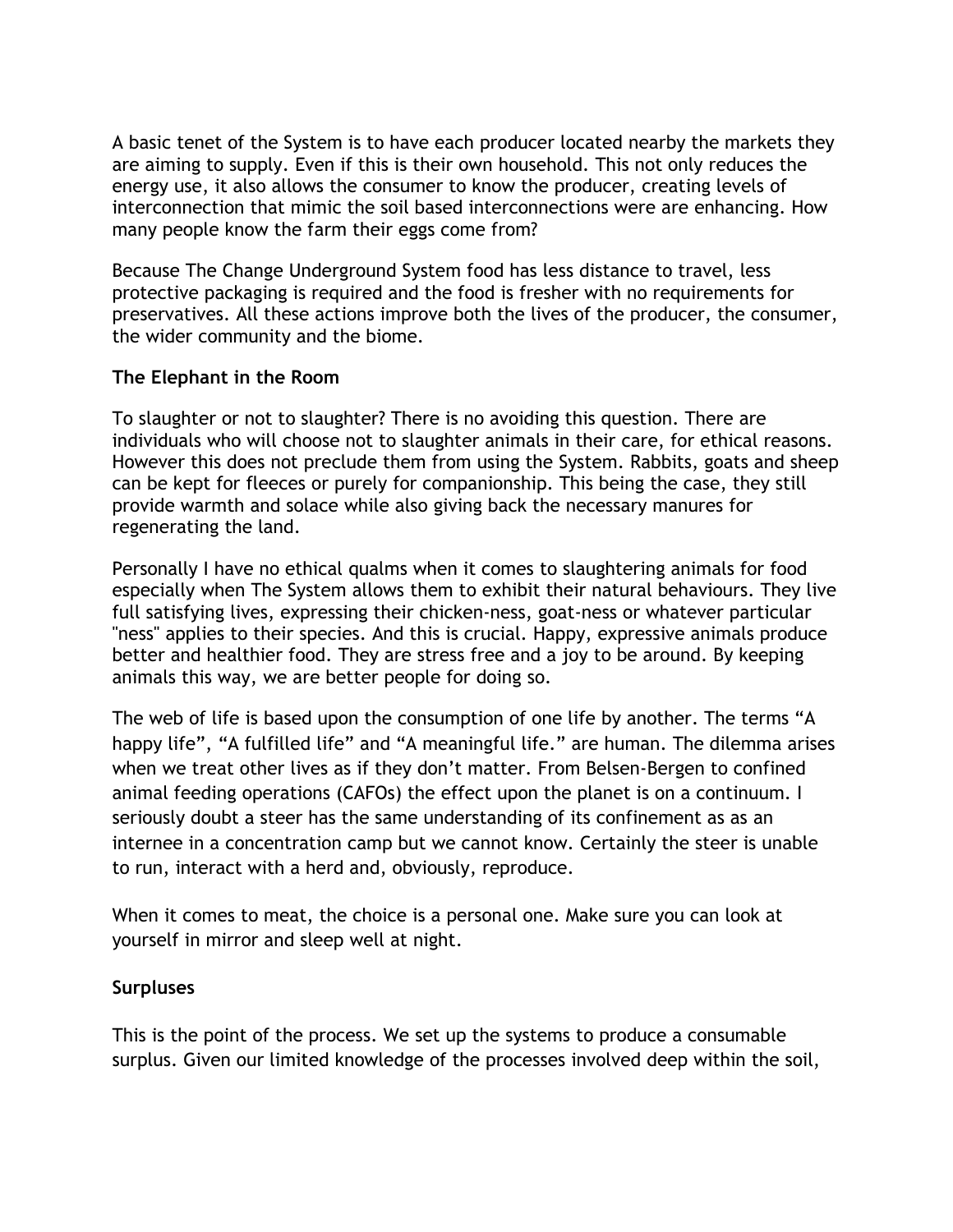A basic tenet of the System is to have each producer located nearby the markets they are aiming to supply. Even if this is their own household. This not only reduces the energy use, it also allows the consumer to know the producer, creating levels of interconnection that mimic the soil based interconnections were are enhancing. How many people know the farm their eggs come from?

Because The Change Underground System food has less distance to travel, less protective packaging is required and the food is fresher with no requirements for preservatives. All these actions improve both the lives of the producer, the consumer, the wider community and the biome.

**The Elephant in the Room**

To slaughter or not to slaughter? There is no avoiding this question. There are individuals who will choose not to slaughter animals in their care, for ethical reasons. However this does not preclude them from using the System. Rabbits, goats and sheep can be kept for fleeces or purely for companionship. This being the case, they still provide warmth and solace while also giving back the necessary manures for regenerating the land.

Personally I have no ethical qualms when it comes to slaughtering animals for food especially when The System allows them to exhibit their natural behaviours. They live full satisfying lives, expressing their chicken-ness, goat-ness or whatever particular "ness" applies to their species. And this is crucial. Happy, expressive animals produce better and healthier food. They are stress free and a joy to be around. By keeping animals this way, we are better people for doing so.

The web of life is based upon the consumption of one life by another. The terms “A happy life”, “A fulfilled life” and “A meaningful life.” are human. The dilemma arises when we treat other lives as if they don’t matter. From Belsen-Bergen to confined animal feeding operations (CAFOs) the effect upon the planet is on a continuum. I seriously doubt a steer has the same understanding of its confinement as as an internee in a concentration camp but we cannot know. Certainly the steer is unable to run, interact with a herd and, obviously, reproduce.

When it comes to meat, the choice is a personal one. Make sure you can look at yourself in mirror and sleep well at night.

**Surpluses**

This is the point of the process. We set up the systems to produce a consumable surplus. Given our limited knowledge of the processes involved deep within the soil,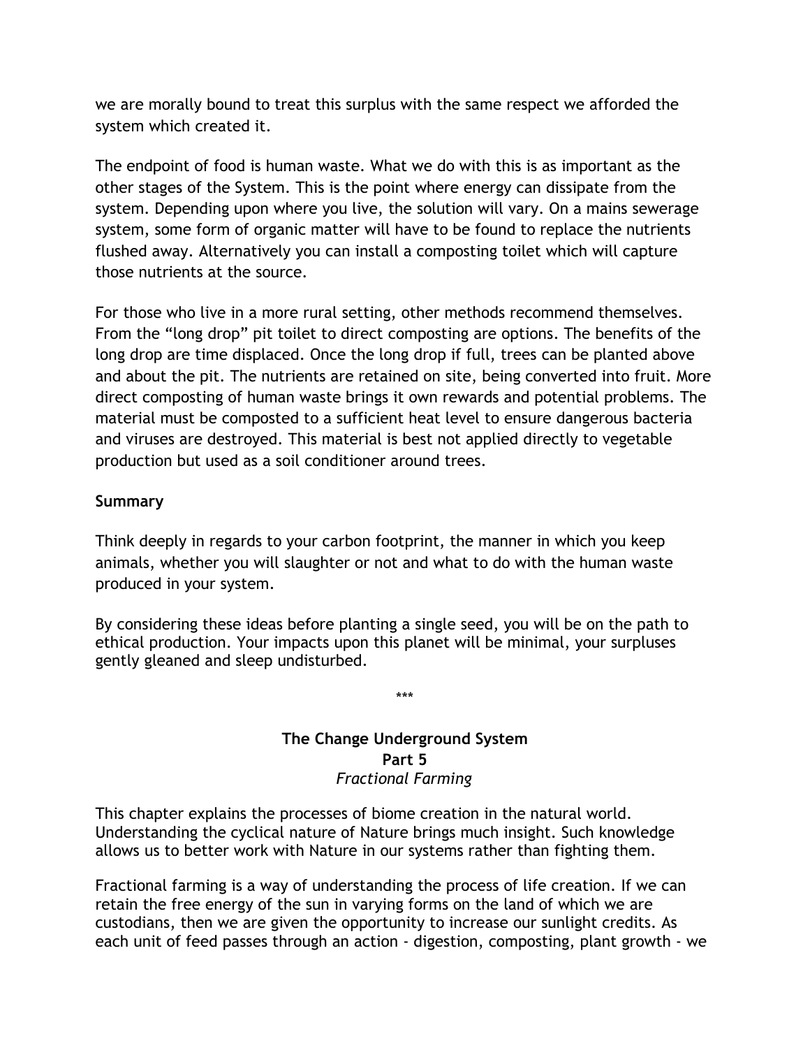we are morally bound to treat this surplus with the same respect we afforded the system which created it.

The endpoint of food is human waste. What we do with this is as important as the other stages of the System. This is the point where energy can dissipate from the system. Depending upon where you live, the solution will vary. On a mains sewerage system, some form of organic matter will have to be found to replace the nutrients flushed away. Alternatively you can install a composting toilet which will capture those nutrients at the source.

For those who live in a more rural setting, other methods recommend themselves. From the "long drop" pit toilet to direct composting are options. The benefits of the long drop are time displaced. Once the long drop if full, trees can be planted above and about the pit. The nutrients are retained on site, being converted into fruit. More direct composting of human waste brings it own rewards and potential problems. The material must be composted to a sufficient heat level to ensure dangerous bacteria and viruses are destroyed. This material is best not applied directly to vegetable production but used as a soil conditioner around trees.

**Summary**

Think deeply in regards to your carbon footprint, the manner in which you keep animals, whether you will slaughter or not and what to do with the human waste produced in your system.

By considering these ideas before planting a single seed, you will be on the path to ethical production. Your impacts upon this planet will be minimal, your surpluses gently gleaned and sleep undisturbed.

\*\*\*

## The Change Underground System
### Part 5
*Fractional Farming*

This chapter explains the processes of biome creation in the natural world. Understanding the cyclical nature of Nature brings much insight. Such knowledge allows us to better work with Nature in our systems rather than fighting them.

Fractional farming is a way of understanding the process of life creation. If we can retain the free energy of the sun in varying forms on the land of which we are custodians, then we are given the opportunity to increase our sunlight credits. As each unit of feed passes through an action - digestion, composting, plant growth - we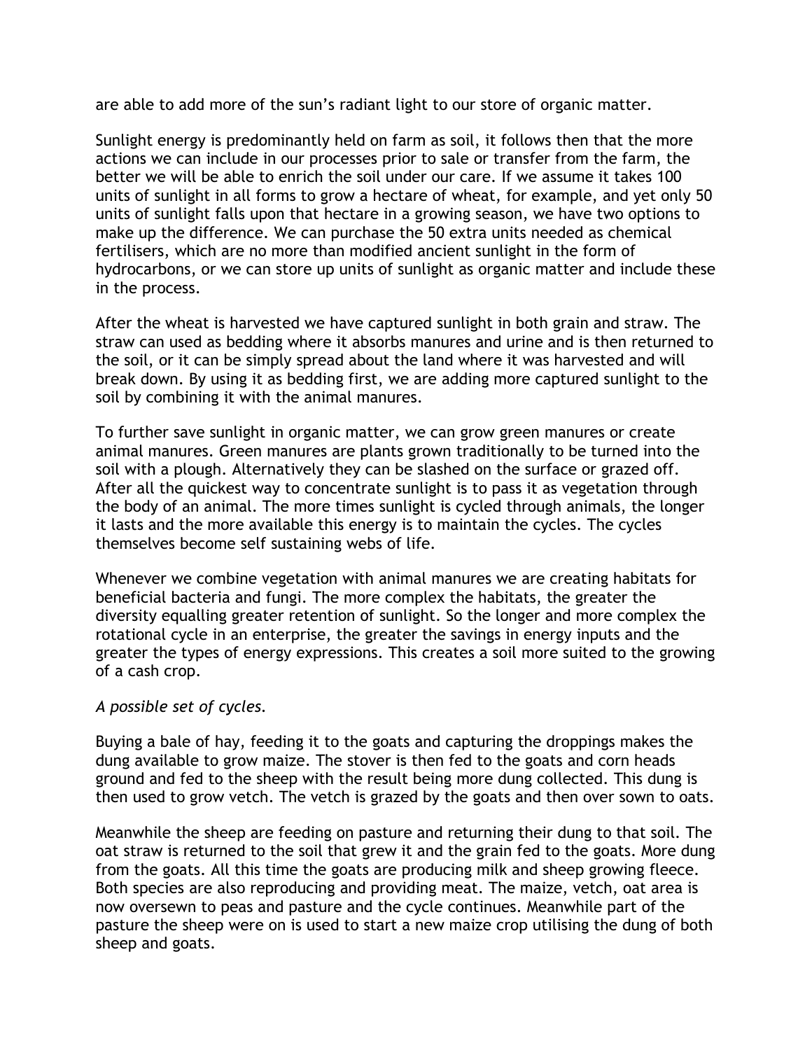are able to add more of the sun's radiant light to our store of organic matter.

Sunlight energy is predominantly held on farm as soil, it follows then that the more actions we can include in our processes prior to sale or transfer from the farm, the better we will be able to enrich the soil under our care. If we assume it takes 100 units of sunlight in all forms to grow a hectare of wheat, for example, and yet only 50 units of sunlight falls upon that hectare in a growing season, we have two options to make up the difference. We can purchase the 50 extra units needed as chemical fertilisers, which are no more than modified ancient sunlight in the form of hydrocarbons, or we can store up units of sunlight as organic matter and include these in the process.

After the wheat is harvested we have captured sunlight in both grain and straw. The straw can used as bedding where it absorbs manures and urine and is then returned to the soil, or it can be simply spread about the land where it was harvested and will break down. By using it as bedding first, we are adding more captured sunlight to the soil by combining it with the animal manures.

To further save sunlight in organic matter, we can grow green manures or create animal manures. Green manures are plants grown traditionally to be turned into the soil with a plough. Alternatively they can be slashed on the surface or grazed off. After all the quickest way to concentrate sunlight is to pass it as vegetation through the body of an animal. The more times sunlight is cycled through animals, the longer it lasts and the more available this energy is to maintain the cycles. The cycles themselves become self sustaining webs of life.

Whenever we combine vegetation with animal manures we are creating habitats for beneficial bacteria and fungi. The more complex the habitats, the greater the diversity equalling greater retention of sunlight. So the longer and more complex the rotational cycle in an enterprise, the greater the savings in energy inputs and the greater the types of energy expressions. This creates a soil more suited to the growing of a cash crop.

*A possible set of cycles.*

Buying a bale of hay, feeding it to the goats and capturing the droppings makes the dung available to grow maize. The stover is then fed to the goats and corn heads ground and fed to the sheep with the result being more dung collected. This dung is then used to grow vetch. The vetch is grazed by the goats and then over sown to oats.

Meanwhile the sheep are feeding on pasture and returning their dung to that soil. The oat straw is returned to the soil that grew it and the grain fed to the goats. More dung from the goats. All this time the goats are producing milk and sheep growing fleece. Both species are also reproducing and providing meat. The maize, vetch, oat area is now oversewn to peas and pasture and the cycle continues. Meanwhile part of the pasture the sheep were on is used to start a new maize crop utilising the dung of both sheep and goats.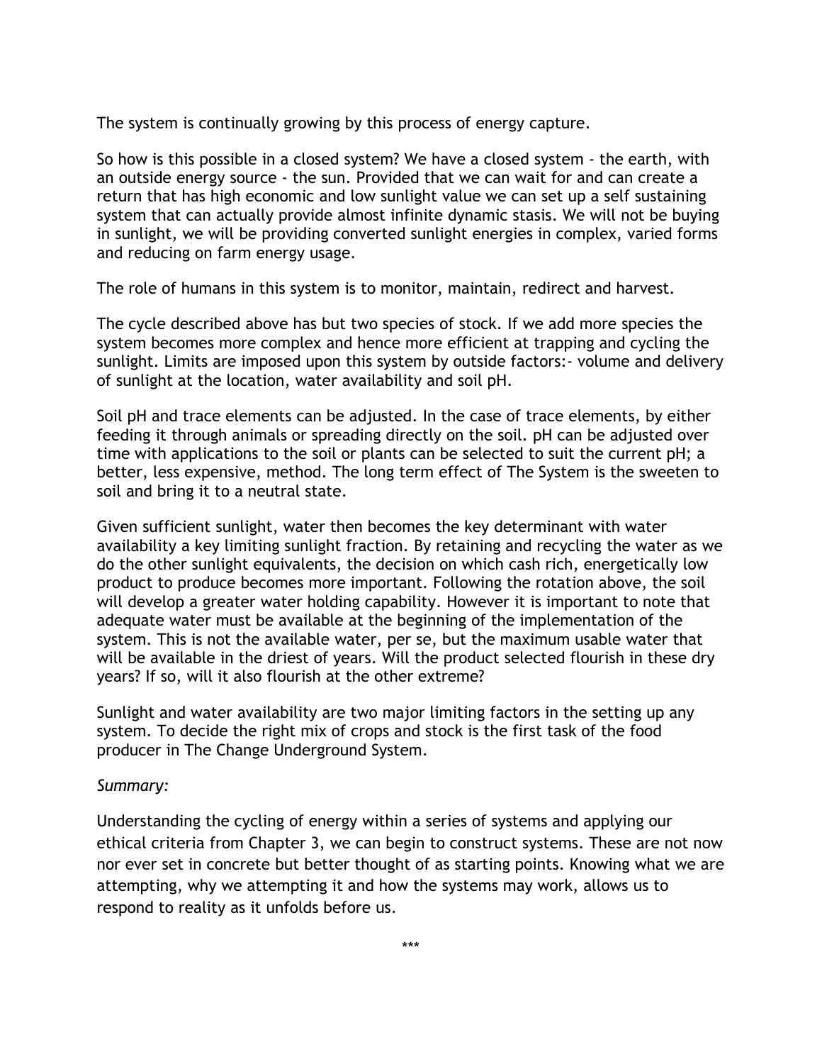The system is continually growing by this process of energy capture.

So how is this possible in a closed system? We have a closed system - the earth, with an outside energy source - the sun. Provided that we can wait for and can create a return that has high economic and low sunlight value we can set up a self sustaining system that can actually provide almost infinite dynamic stasis. We will not be buying in sunlight, we will be providing converted sunlight energies in complex, varied forms and reducing on farm energy usage.

The role of humans in this system is to monitor, maintain, redirect and harvest.

The cycle described above has but two species of stock. If we add more species the system becomes more complex and hence more efficient at trapping and cycling the sunlight. Limits are imposed upon this system by outside factors:- volume and delivery of sunlight at the location, water availability and soil pH.

Soil pH and trace elements can be adjusted. In the case of trace elements, by either feeding it through animals or spreading directly on the soil. pH can be adjusted over time with applications to the soil or plants can be selected to suit the current pH; a better, less expensive, method. The long term effect of The System is the sweeten to soil and bring it to a neutral state.

Given sufficient sunlight, water then becomes the key determinant with water availability a key limiting sunlight fraction. By retaining and recycling the water as we do the other sunlight equivalents, the decision on which cash rich, energetically low product to produce becomes more important. Following the rotation above, the soil will develop a greater water holding capability. However it is important to note that adequate water must be available at the beginning of the implementation of the system. This is not the available water, per se, but the maximum usable water that will be available in the driest of years. Will the product selected flourish in these dry years? If so, will it also flourish at the other extreme?

Sunlight and water availability are two major limiting factors in the setting up any system. To decide the right mix of crops and stock is the first task of the food producer in The Change Underground System.

*Summary:*

Understanding the cycling of energy within a series of systems and applying our ethical criteria from Chapter 3, we can begin to construct systems. These are not now nor ever set in concrete but better thought of as starting points. Knowing what we are attempting, why we attempting it and how the systems may work, allows us to respond to reality as it unfolds before us.

***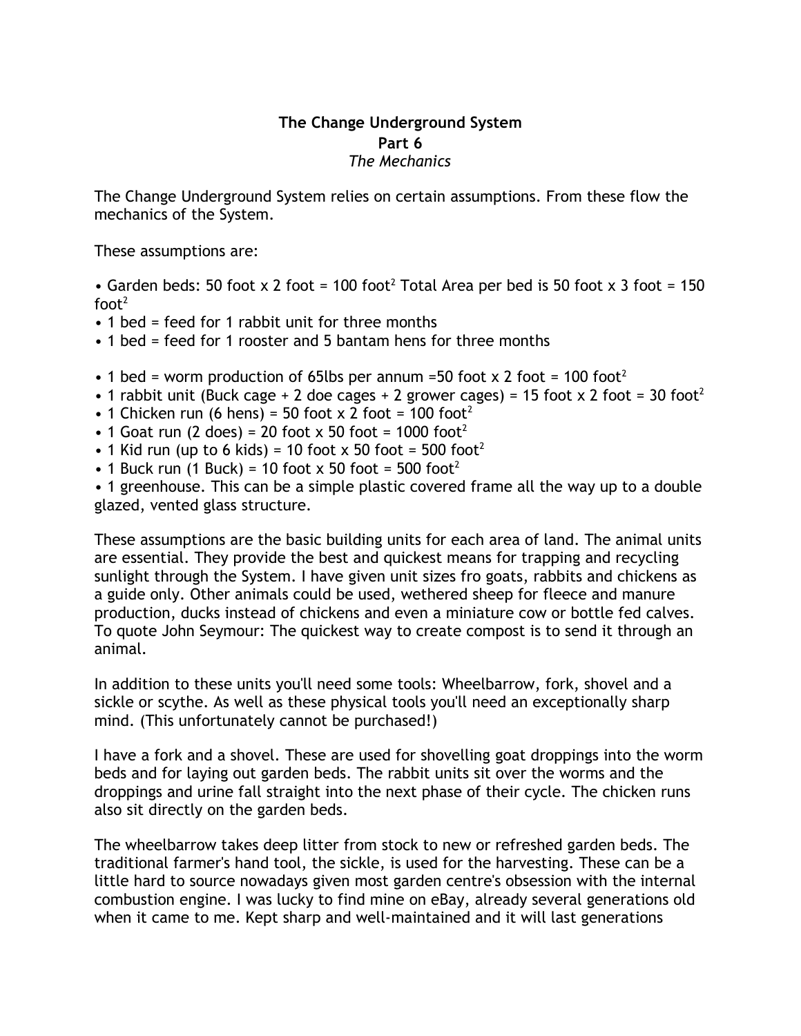**The Change Underground System**
**Part 6**
*The Mechanics*

The Change Underground System relies on certain assumptions. From these flow the mechanics of the System.

These assumptions are:

- Garden beds: 50 foot x 2 foot = 100 foot$^2$ Total Area per bed is 50 foot x 3 foot = 150 foot$^2$
- 1 bed = feed for 1 rabbit unit for three months
- 1 bed = feed for 1 rooster and 5 bantam hens for three months

- 1 bed = worm production of 65lbs per annum =50 foot x 2 foot = 100 foot$^2$
- 1 rabbit unit (Buck cage + 2 doe cages + 2 grower cages) = 15 foot x 2 foot = 30 foot$^2$
- 1 Chicken run (6 hens) = 50 foot x 2 foot = 100 foot$^2$
- 1 Goat run (2 does) = 20 foot x 50 foot = 1000 foot$^2$
- 1 Kid run (up to 6 kids) = 10 foot x 50 foot = 500 foot$^2$
- 1 Buck run (1 Buck) = 10 foot x 50 foot = 500 foot$^2$
- 1 greenhouse. This can be a simple plastic covered frame all the way up to a double glazed, vented glass structure.

These assumptions are the basic building units for each area of land. The animal units are essential. They provide the best and quickest means for trapping and recycling sunlight through the System. I have given unit sizes fro goats, rabbits and chickens as a guide only. Other animals could be used, wethered sheep for fleece and manure production, ducks instead of chickens and even a miniature cow or bottle fed calves. To quote John Seymour: The quickest way to create compost is to send it through an animal.

In addition to these units you'll need some tools: Wheelbarrow, fork, shovel and a sickle or scythe. As well as these physical tools you'll need an exceptionally sharp mind. (This unfortunately cannot be purchased!)

I have a fork and a shovel. These are used for shovelling goat droppings into the worm beds and for laying out garden beds. The rabbit units sit over the worms and the droppings and urine fall straight into the next phase of their cycle. The chicken runs also sit directly on the garden beds.

The wheelbarrow takes deep litter from stock to new or refreshed garden beds. The traditional farmer's hand tool, the sickle, is used for the harvesting. These can be a little hard to source nowadays given most garden centre's obsession with the internal combustion engine. I was lucky to find mine on eBay, already several generations old when it came to me. Kept sharp and well-maintained and it will last generations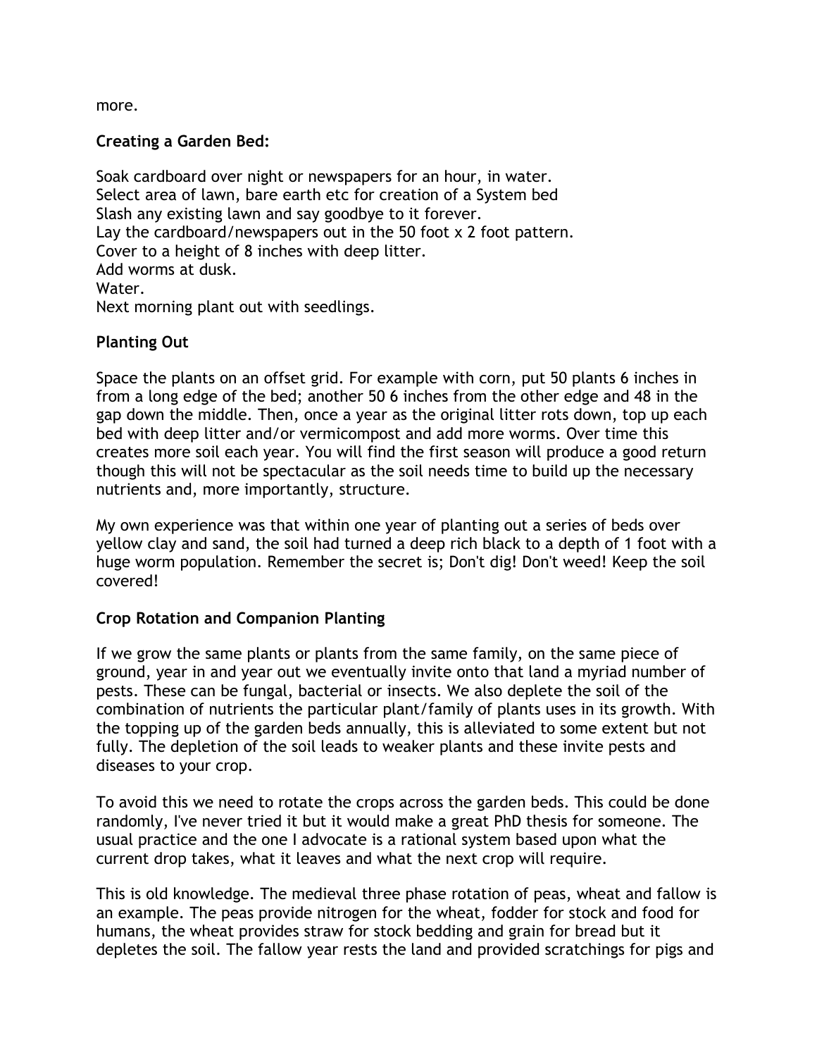more.

**Creating a Garden Bed:**

Soak cardboard over night or newspapers for an hour, in water.
Select area of lawn, bare earth etc for creation of a System bed
Slash any existing lawn and say goodbye to it forever.
Lay the cardboard/newspapers out in the 50 foot x 2 foot pattern.
Cover to a height of 8 inches with deep litter.
Add worms at dusk.
Water.
Next morning plant out with seedlings.

**Planting Out**

Space the plants on an offset grid. For example with corn, put 50 plants 6 inches in from a long edge of the bed; another 50 6 inches from the other edge and 48 in the gap down the middle. Then, once a year as the original litter rots down, top up each bed with deep litter and/or vermicompost and add more worms. Over time this creates more soil each year. You will find the first season will produce a good return though this will not be spectacular as the soil needs time to build up the necessary nutrients and, more importantly, structure.

My own experience was that within one year of planting out a series of beds over yellow clay and sand, the soil had turned a deep rich black to a depth of 1 foot with a huge worm population. Remember the secret is; Don't dig! Don't weed! Keep the soil covered!

**Crop Rotation and Companion Planting**

If we grow the same plants or plants from the same family, on the same piece of ground, year in and year out we eventually invite onto that land a myriad number of pests. These can be fungal, bacterial or insects. We also deplete the soil of the combination of nutrients the particular plant/family of plants uses in its growth. With the topping up of the garden beds annually, this is alleviated to some extent but not fully. The depletion of the soil leads to weaker plants and these invite pests and diseases to your crop.

To avoid this we need to rotate the crops across the garden beds. This could be done randomly, I've never tried it but it would make a great PhD thesis for someone. The usual practice and the one I advocate is a rational system based upon what the current drop takes, what it leaves and what the next crop will require.

This is old knowledge. The medieval three phase rotation of peas, wheat and fallow is an example. The peas provide nitrogen for the wheat, fodder for stock and food for humans, the wheat provides straw for stock bedding and grain for bread but it depletes the soil. The fallow year rests the land and provided scratchings for pigs and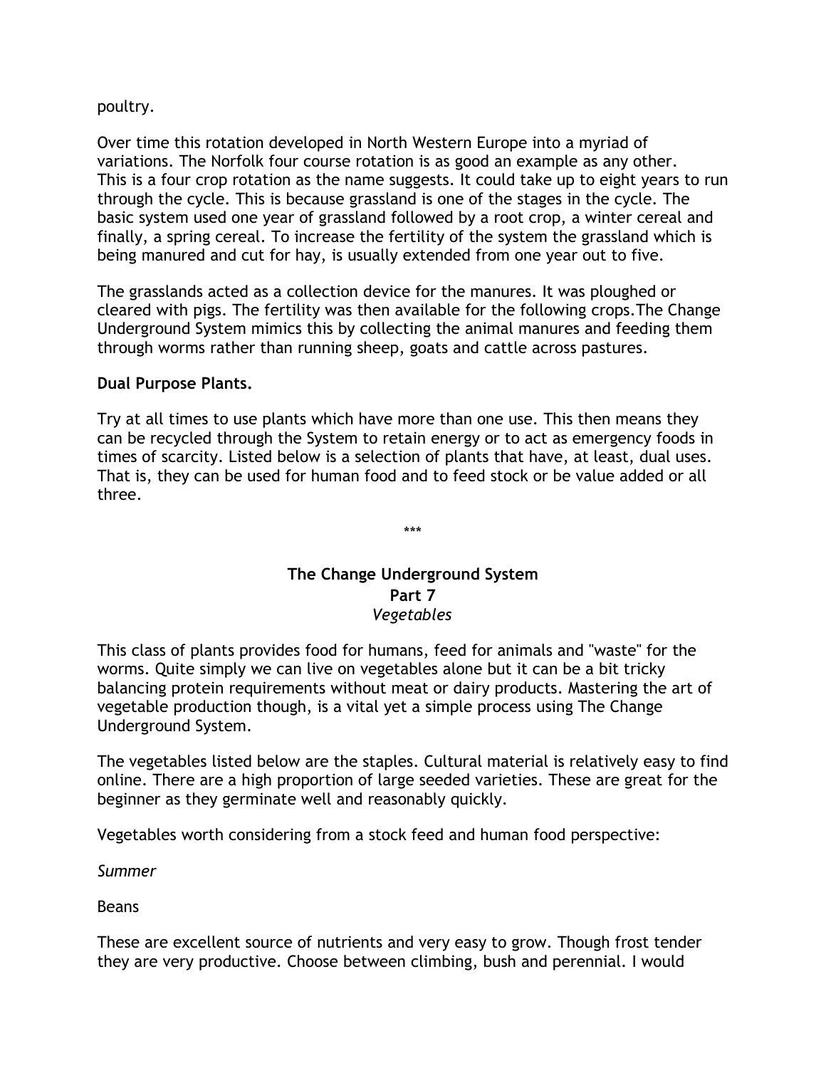poultry.

Over time this rotation developed in North Western Europe into a myriad of variations. The Norfolk four course rotation is as good an example as any other. This is a four crop rotation as the name suggests. It could take up to eight years to run through the cycle. This is because grassland is one of the stages in the cycle. The basic system used one year of grassland followed by a root crop, a winter cereal and finally, a spring cereal. To increase the fertility of the system the grassland which is being manured and cut for hay, is usually extended from one year out to five.

The grasslands acted as a collection device for the manures. It was ploughed or cleared with pigs. The fertility was then available for the following crops.The Change Underground System mimics this by collecting the animal manures and feeding them through worms rather than running sheep, goats and cattle across pastures.

**Dual Purpose Plants.**

Try at all times to use plants which have more than one use. This then means they can be recycled through the System to retain energy or to act as emergency foods in times of scarcity. Listed below is a selection of plants that have, at least, dual uses. That is, they can be used for human food and to feed stock or be value added or all three.

***

## The Change Underground System
### Part 7
*Vegetables*

This class of plants provides food for humans, feed for animals and "waste" for the worms. Quite simply we can live on vegetables alone but it can be a bit tricky balancing protein requirements without meat or dairy products. Mastering the art of vegetable production though, is a vital yet a simple process using The Change Underground System.

The vegetables listed below are the staples. Cultural material is relatively easy to find online. There are a high proportion of large seeded varieties. These are great for the beginner as they germinate well and reasonably quickly.

Vegetables worth considering from a stock feed and human food perspective:

*Summer*

Beans

These are excellent source of nutrients and very easy to grow. Though frost tender they are very productive. Choose between climbing, bush and perennial. I would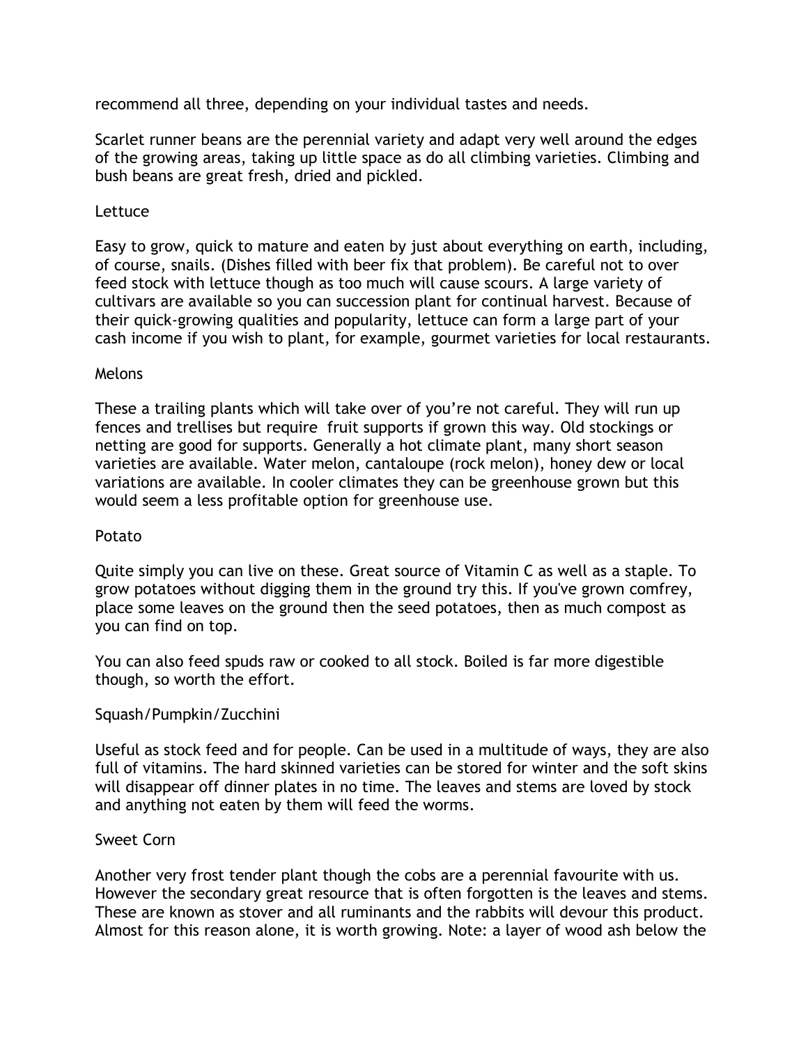recommend all three, depending on your individual tastes and needs.

Scarlet runner beans are the perennial variety and adapt very well around the edges of the growing areas, taking up little space as do all climbing varieties. Climbing and bush beans are great fresh, dried and pickled.

### Lettuce

Easy to grow, quick to mature and eaten by just about everything on earth, including, of course, snails. (Dishes filled with beer fix that problem). Be careful not to over feed stock with lettuce though as too much will cause scours. A large variety of cultivars are available so you can succession plant for continual harvest. Because of their quick-growing qualities and popularity, lettuce can form a large part of your cash income if you wish to plant, for example, gourmet varieties for local restaurants.

### Melons

These a trailing plants which will take over of you're not careful. They will run up fences and trellises but require fruit supports if grown this way. Old stockings or netting are good for supports. Generally a hot climate plant, many short season varieties are available. Water melon, cantaloupe (rock melon), honey dew or local variations are available. In cooler climates they can be greenhouse grown but this would seem a less profitable option for greenhouse use.

### Potato

Quite simply you can live on these. Great source of Vitamin C as well as a staple. To grow potatoes without digging them in the ground try this. If you've grown comfrey, place some leaves on the ground then the seed potatoes, then as much compost as you can find on top.

You can also feed spuds raw or cooked to all stock. Boiled is far more digestible though, so worth the effort.

### Squash/Pumpkin/Zucchini

Useful as stock feed and for people. Can be used in a multitude of ways, they are also full of vitamins. The hard skinned varieties can be stored for winter and the soft skins will disappear off dinner plates in no time. The leaves and stems are loved by stock and anything not eaten by them will feed the worms.

### Sweet Corn

Another very frost tender plant though the cobs are a perennial favourite with us. However the secondary great resource that is often forgotten is the leaves and stems. These are known as stover and all ruminants and the rabbits will devour this product. Almost for this reason alone, it is worth growing. Note: a layer of wood ash below the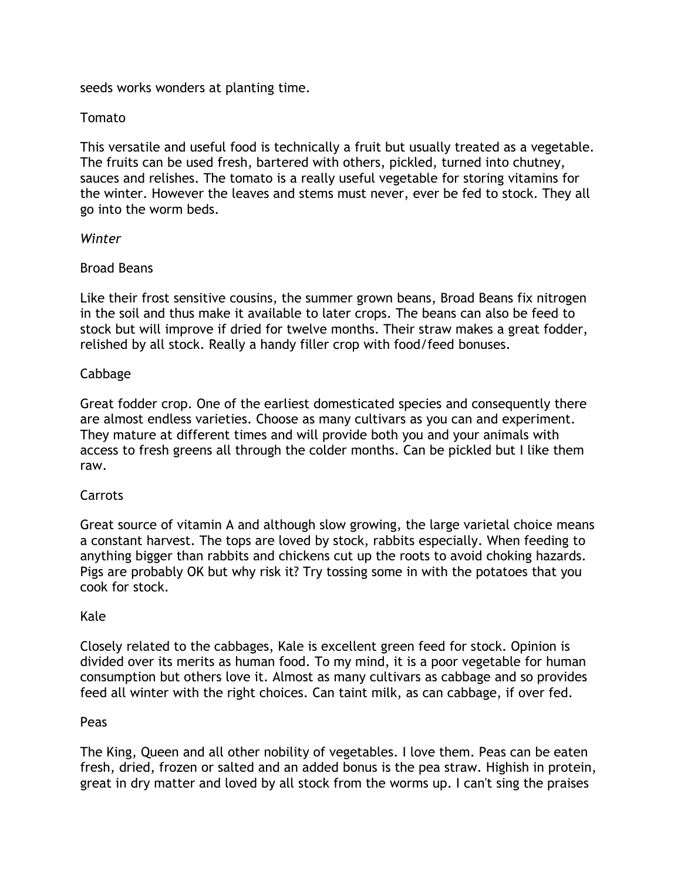seeds works wonders at planting time.

Tomato

This versatile and useful food is technically a fruit but usually treated as a vegetable. The fruits can be used fresh, bartered with others, pickled, turned into chutney, sauces and relishes. The tomato is a really useful vegetable for storing vitamins for the winter. However the leaves and stems must never, ever be fed to stock. They all go into the worm beds.

*Winter*

Broad Beans

Like their frost sensitive cousins, the summer grown beans, Broad Beans fix nitrogen in the soil and thus make it available to later crops. The beans can also be feed to stock but will improve if dried for twelve months. Their straw makes a great fodder, relished by all stock. Really a handy filler crop with food/feed bonuses.

Cabbage

Great fodder crop. One of the earliest domesticated species and consequently there are almost endless varieties. Choose as many cultivars as you can and experiment. They mature at different times and will provide both you and your animals with access to fresh greens all through the colder months. Can be pickled but I like them raw.

Carrots

Great source of vitamin A and although slow growing, the large varietal choice means a constant harvest. The tops are loved by stock, rabbits especially. When feeding to anything bigger than rabbits and chickens cut up the roots to avoid choking hazards. Pigs are probably OK but why risk it? Try tossing some in with the potatoes that you cook for stock.

Kale

Closely related to the cabbages, Kale is excellent green feed for stock. Opinion is divided over its merits as human food. To my mind, it is a poor vegetable for human consumption but others love it. Almost as many cultivars as cabbage and so provides feed all winter with the right choices. Can taint milk, as can cabbage, if over fed.

Peas

The King, Queen and all other nobility of vegetables. I love them. Peas can be eaten fresh, dried, frozen or salted and an added bonus is the pea straw. Highish in protein, great in dry matter and loved by all stock from the worms up. I can't sing the praises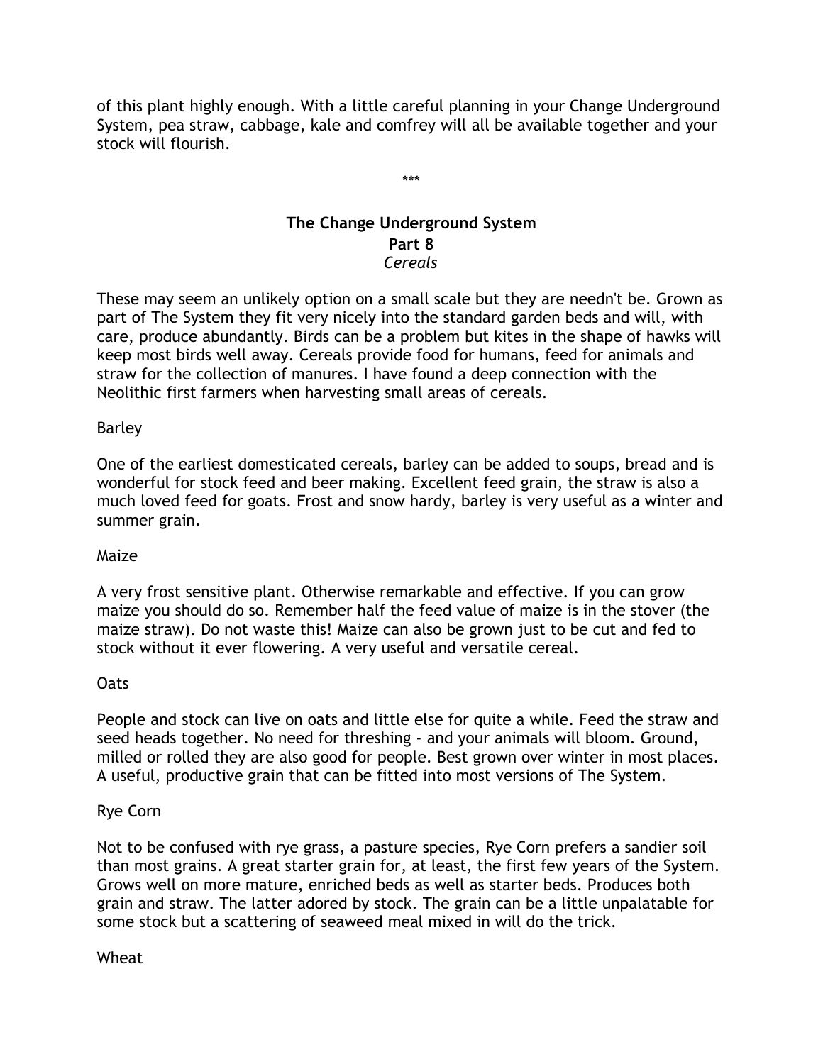of this plant highly enough. With a little careful planning in your Change Underground System, pea straw, cabbage, kale and comfrey will all be available together and your stock will flourish.

\*\*\*

## The Change Underground System
### Part 8
*Cereals*

These may seem an unlikely option on a small scale but they are needn't be. Grown as part of The System they fit very nicely into the standard garden beds and will, with care, produce abundantly. Birds can be a problem but kites in the shape of hawks will keep most birds well away. Cereals provide food for humans, feed for animals and straw for the collection of manures. I have found a deep connection with the Neolithic first farmers when harvesting small areas of cereals.

Barley

One of the earliest domesticated cereals, barley can be added to soups, bread and is wonderful for stock feed and beer making. Excellent feed grain, the straw is also a much loved feed for goats. Frost and snow hardy, barley is very useful as a winter and summer grain.

Maize

A very frost sensitive plant. Otherwise remarkable and effective. If you can grow maize you should do so. Remember half the feed value of maize is in the stover (the maize straw). Do not waste this! Maize can also be grown just to be cut and fed to stock without it ever flowering. A very useful and versatile cereal.

Oats

People and stock can live on oats and little else for quite a while. Feed the straw and seed heads together. No need for threshing - and your animals will bloom. Ground, milled or rolled they are also good for people. Best grown over winter in most places. A useful, productive grain that can be fitted into most versions of The System.

Rye Corn

Not to be confused with rye grass, a pasture species, Rye Corn prefers a sandier soil than most grains. A great starter grain for, at least, the first few years of the System. Grows well on more mature, enriched beds as well as starter beds. Produces both grain and straw. The latter adored by stock. The grain can be a little unpalatable for some stock but a scattering of seaweed meal mixed in will do the trick.

Wheat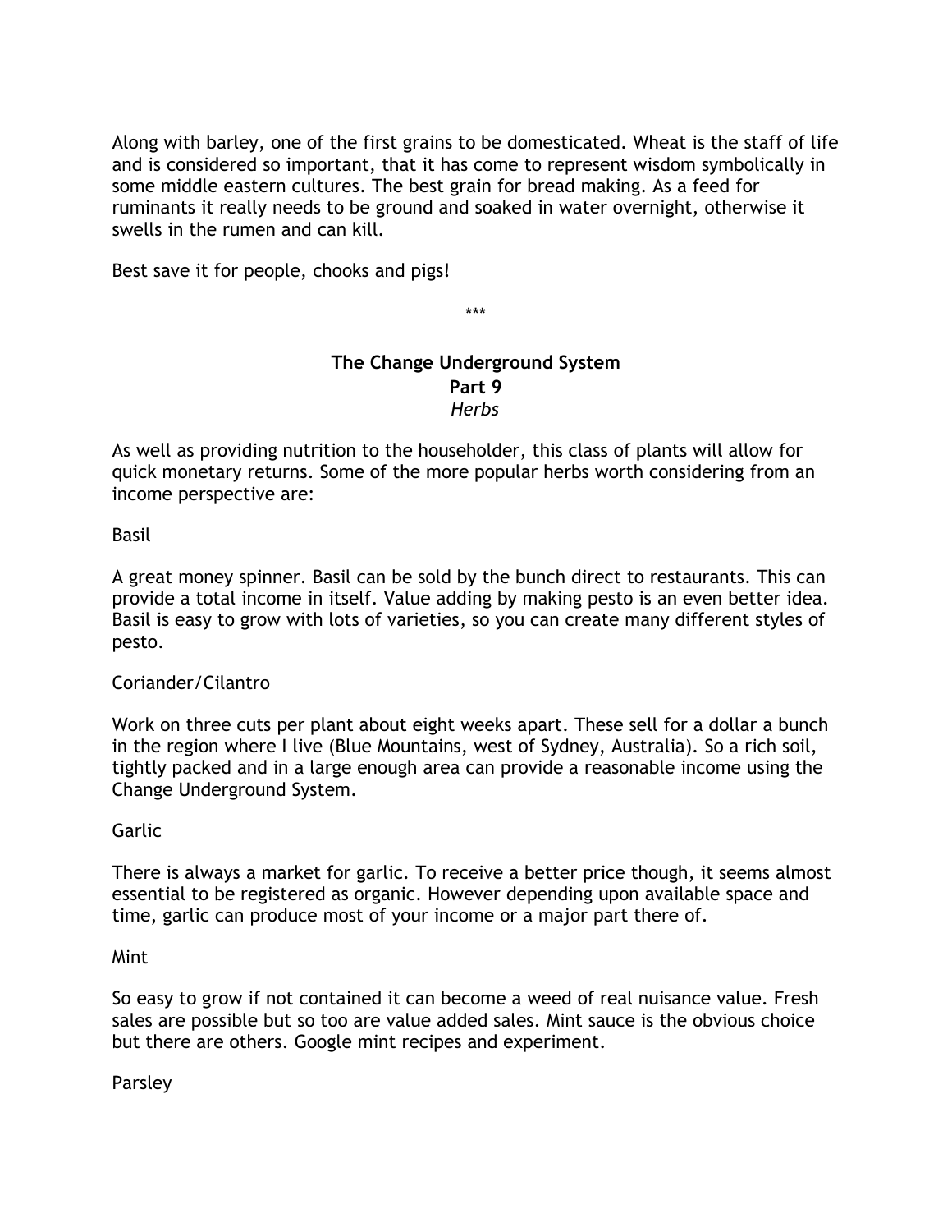Along with barley, one of the first grains to be domesticated. Wheat is the staff of life and is considered so important, that it has come to represent wisdom symbolically in some middle eastern cultures. The best grain for bread making. As a feed for ruminants it really needs to be ground and soaked in water overnight, otherwise it swells in the rumen and can kill.

Best save it for people, chooks and pigs!

***

## The Change Underground System
### Part 9
*Herbs*

As well as providing nutrition to the householder, this class of plants will allow for quick monetary returns. Some of the more popular herbs worth considering from an income perspective are:

Basil

A great money spinner. Basil can be sold by the bunch direct to restaurants. This can provide a total income in itself. Value adding by making pesto is an even better idea. Basil is easy to grow with lots of varieties, so you can create many different styles of pesto.

Coriander/Cilantro

Work on three cuts per plant about eight weeks apart. These sell for a dollar a bunch in the region where I live (Blue Mountains, west of Sydney, Australia). So a rich soil, tightly packed and in a large enough area can provide a reasonable income using the Change Underground System.

Garlic

There is always a market for garlic. To receive a better price though, it seems almost essential to be registered as organic. However depending upon available space and time, garlic can produce most of your income or a major part there of.

Mint

So easy to grow if not contained it can become a weed of real nuisance value. Fresh sales are possible but so too are value added sales. Mint sauce is the obvious choice but there are others. Google mint recipes and experiment.

Parsley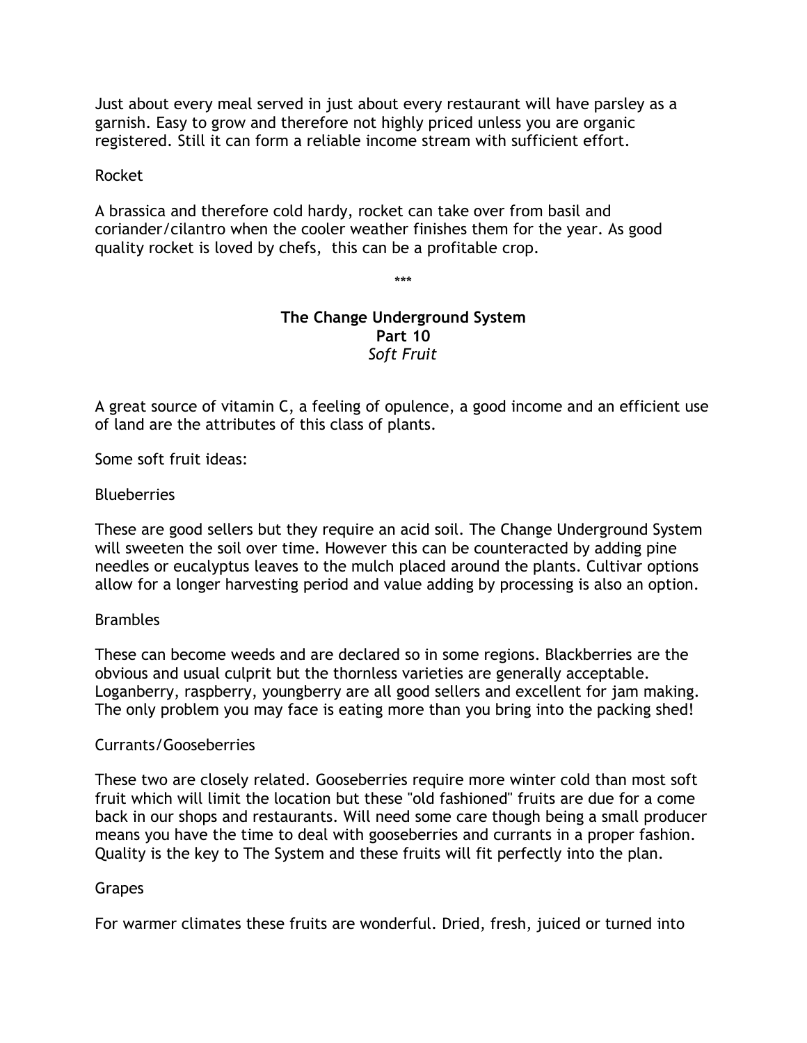Just about every meal served in just about every restaurant will have parsley as a garnish. Easy to grow and therefore not highly priced unless you are organic registered. Still it can form a reliable income stream with sufficient effort.

Rocket

A brassica and therefore cold hardy, rocket can take over from basil and coriander/cilantro when the cooler weather finishes them for the year. As good quality rocket is loved by chefs, this can be a profitable crop.

***

## The Change Underground System
**Part 10**
*Soft Fruit*

A great source of vitamin C, a feeling of opulence, a good income and an efficient use of land are the attributes of this class of plants.

Some soft fruit ideas:

Blueberries

These are good sellers but they require an acid soil. The Change Underground System will sweeten the soil over time. However this can be counteracted by adding pine needles or eucalyptus leaves to the mulch placed around the plants. Cultivar options allow for a longer harvesting period and value adding by processing is also an option.

Brambles

These can become weeds and are declared so in some regions. Blackberries are the obvious and usual culprit but the thornless varieties are generally acceptable. Loganberry, raspberry, youngberry are all good sellers and excellent for jam making. The only problem you may face is eating more than you bring into the packing shed!

Currants/Gooseberries

These two are closely related. Gooseberries require more winter cold than most soft fruit which will limit the location but these "old fashioned" fruits are due for a come back in our shops and restaurants. Will need some care though being a small producer means you have the time to deal with gooseberries and currants in a proper fashion. Quality is the key to The System and these fruits will fit perfectly into the plan.

Grapes

For warmer climates these fruits are wonderful. Dried, fresh, juiced or turned into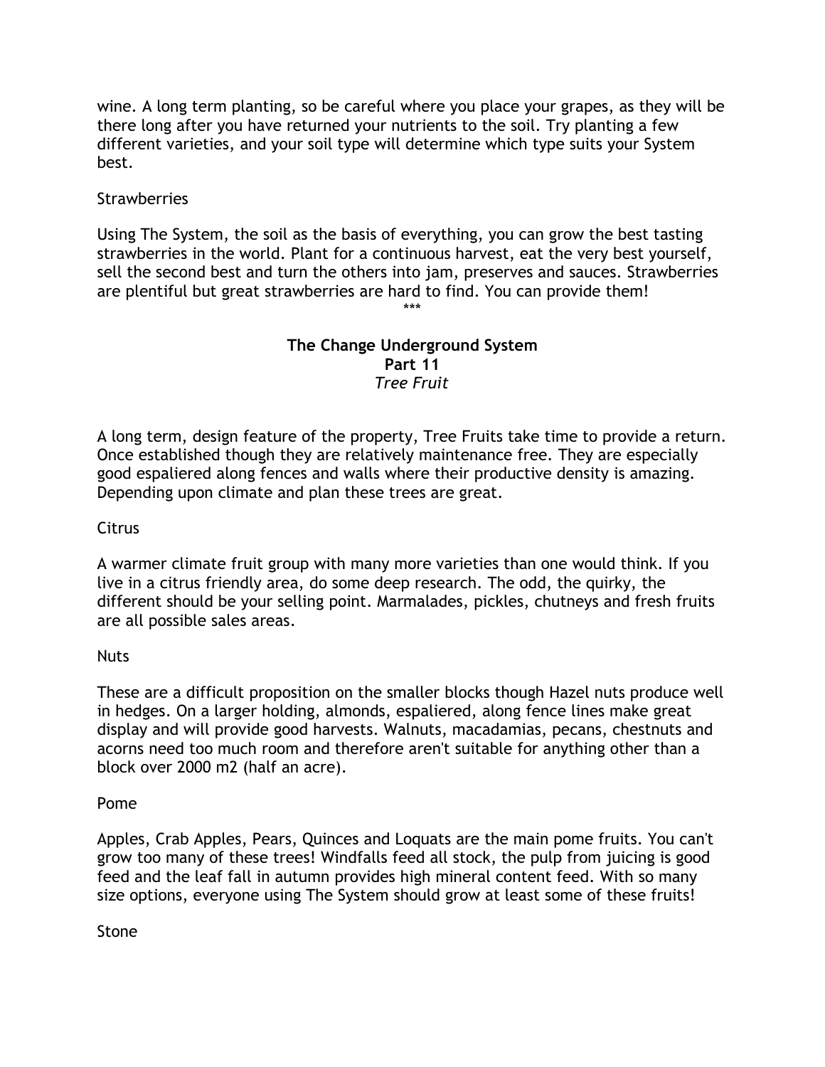wine. A long term planting, so be careful where you place your grapes, as they will be there long after you have returned your nutrients to the soil. Try planting a few different varieties, and your soil type will determine which type suits your System best.

Strawberries

Using The System, the soil as the basis of everything, you can grow the best tasting strawberries in the world. Plant for a continuous harvest, eat the very best yourself, sell the second best and turn the others into jam, preserves and sauces. Strawberries are plentiful but great strawberries are hard to find. You can provide them!

***

## The Change Underground System
## Part 11
### *Tree Fruit*

A long term, design feature of the property, Tree Fruits take time to provide a return. Once established though they are relatively maintenance free. They are especially good espaliered along fences and walls where their productive density is amazing. Depending upon climate and plan these trees are great.

Citrus

A warmer climate fruit group with many more varieties than one would think. If you live in a citrus friendly area, do some deep research. The odd, the quirky, the different should be your selling point. Marmalades, pickles, chutneys and fresh fruits are all possible sales areas.

Nuts

These are a difficult proposition on the smaller blocks though Hazel nuts produce well in hedges. On a larger holding, almonds, espaliered, along fence lines make great display and will provide good harvests. Walnuts, macadamias, pecans, chestnuts and acorns need too much room and therefore aren't suitable for anything other than a block over 2000 m2 (half an acre).

Pome

Apples, Crab Apples, Pears, Quinces and Loquats are the main pome fruits. You can't grow too many of these trees! Windfalls feed all stock, the pulp from juicing is good feed and the leaf fall in autumn provides high mineral content feed. With so many size options, everyone using The System should grow at least some of these fruits!

Stone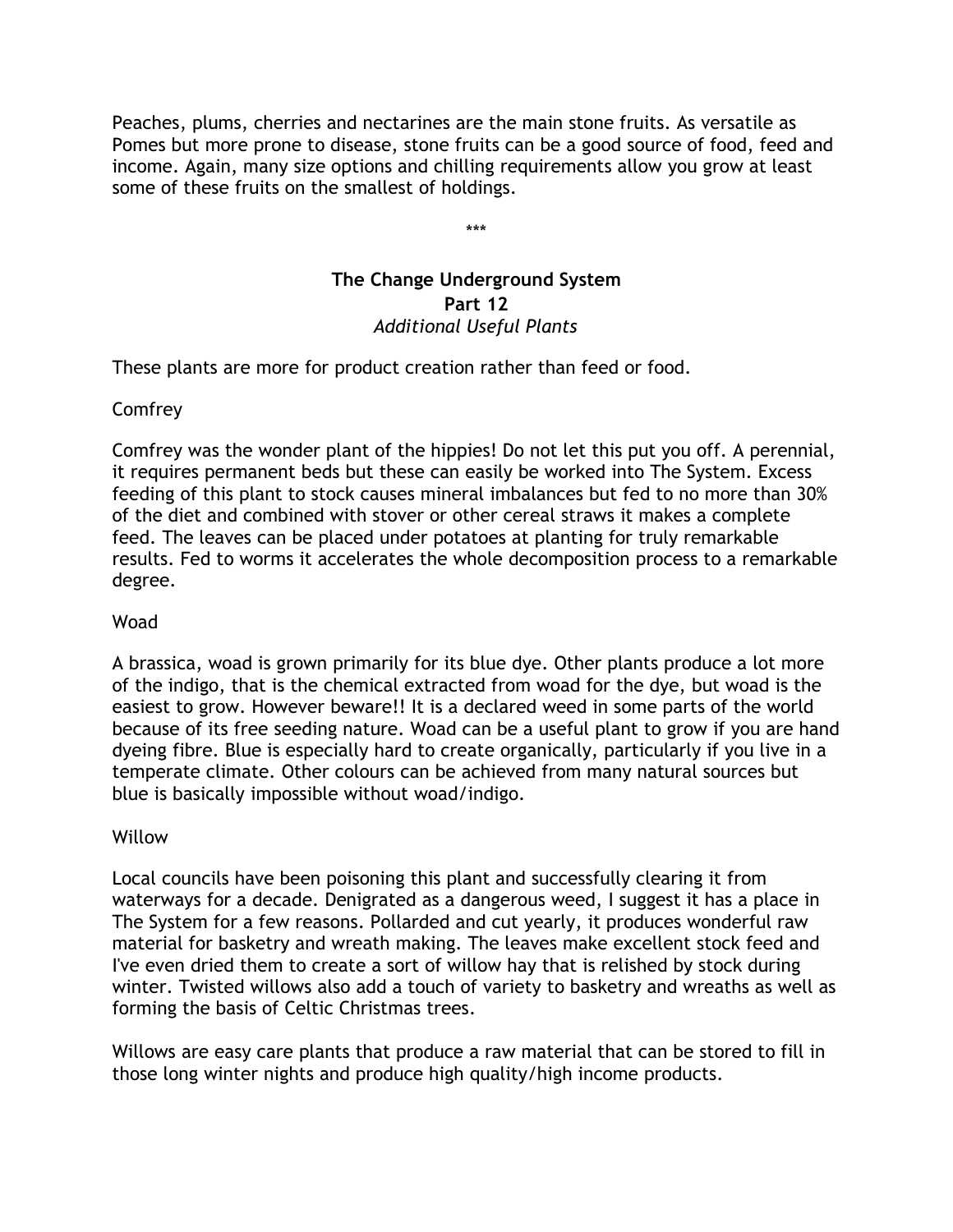Peaches, plums, cherries and nectarines are the main stone fruits. As versatile as Pomes but more prone to disease, stone fruits can be a good source of food, feed and income. Again, many size options and chilling requirements allow you grow at least some of these fruits on the smallest of holdings.

***

## The Change Underground System
## Part 12
### *Additional Useful Plants*

These plants are more for product creation rather than feed or food.

Comfrey

Comfrey was the wonder plant of the hippies! Do not let this put you off. A perennial, it requires permanent beds but these can easily be worked into The System. Excess feeding of this plant to stock causes mineral imbalances but fed to no more than 30% of the diet and combined with stover or other cereal straws it makes a complete feed. The leaves can be placed under potatoes at planting for truly remarkable results. Fed to worms it accelerates the whole decomposition process to a remarkable degree.

Woad

A brassica, woad is grown primarily for its blue dye. Other plants produce a lot more of the indigo, that is the chemical extracted from woad for the dye, but woad is the easiest to grow. However beware!! It is a declared weed in some parts of the world because of its free seeding nature. Woad can be a useful plant to grow if you are hand dyeing fibre. Blue is especially hard to create organically, particularly if you live in a temperate climate. Other colours can be achieved from many natural sources but blue is basically impossible without woad/indigo.

Willow

Local councils have been poisoning this plant and successfully clearing it from waterways for a decade. Denigrated as a dangerous weed, I suggest it has a place in The System for a few reasons. Pollarded and cut yearly, it produces wonderful raw material for basketry and wreath making. The leaves make excellent stock feed and I've even dried them to create a sort of willow hay that is relished by stock during winter. Twisted willows also add a touch of variety to basketry and wreaths as well as forming the basis of Celtic Christmas trees.

Willows are easy care plants that produce a raw material that can be stored to fill in those long winter nights and produce high quality/high income products.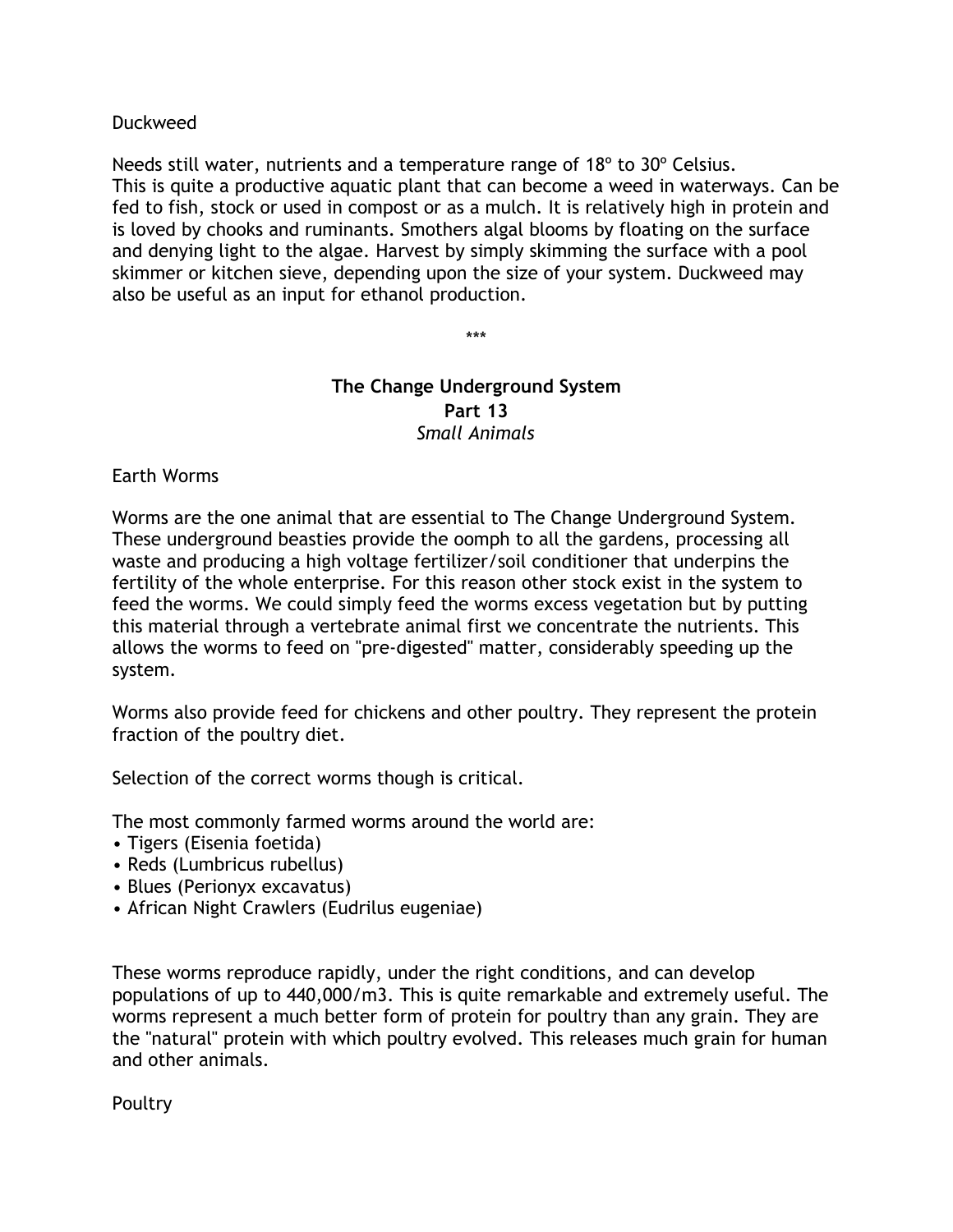Duckweed

Needs still water, nutrients and a temperature range of 18º to 30º Celsius.
This is quite a productive aquatic plant that can become a weed in waterways. Can be fed to fish, stock or used in compost or as a mulch. It is relatively high in protein and is loved by chooks and ruminants. Smothers algal blooms by floating on the surface and denying light to the algae. Harvest by simply skimming the surface with a pool skimmer or kitchen sieve, depending upon the size of your system. Duckweed may also be useful as an input for ethanol production.

***

## The Change Underground System
### Part 13
*Small Animals*

Earth Worms

Worms are the one animal that are essential to The Change Underground System. These underground beasties provide the oomph to all the gardens, processing all waste and producing a high voltage fertilizer/soil conditioner that underpins the fertility of the whole enterprise. For this reason other stock exist in the system to feed the worms. We could simply feed the worms excess vegetation but by putting this material through a vertebrate animal first we concentrate the nutrients. This allows the worms to feed on "pre-digested" matter, considerably speeding up the system.

Worms also provide feed for chickens and other poultry. They represent the protein fraction of the poultry diet.

Selection of the correct worms though is critical.

The most commonly farmed worms around the world are:
- Tigers (Eisenia foetida)
- Reds (Lumbricus rubellus)
- Blues (Perionyx excavatus)
- African Night Crawlers (Eudrilus eugeniae)

These worms reproduce rapidly, under the right conditions, and can develop populations of up to 440,000/m3. This is quite remarkable and extremely useful. The worms represent a much better form of protein for poultry than any grain. They are the "natural" protein with which poultry evolved. This releases much grain for human and other animals.

Poultry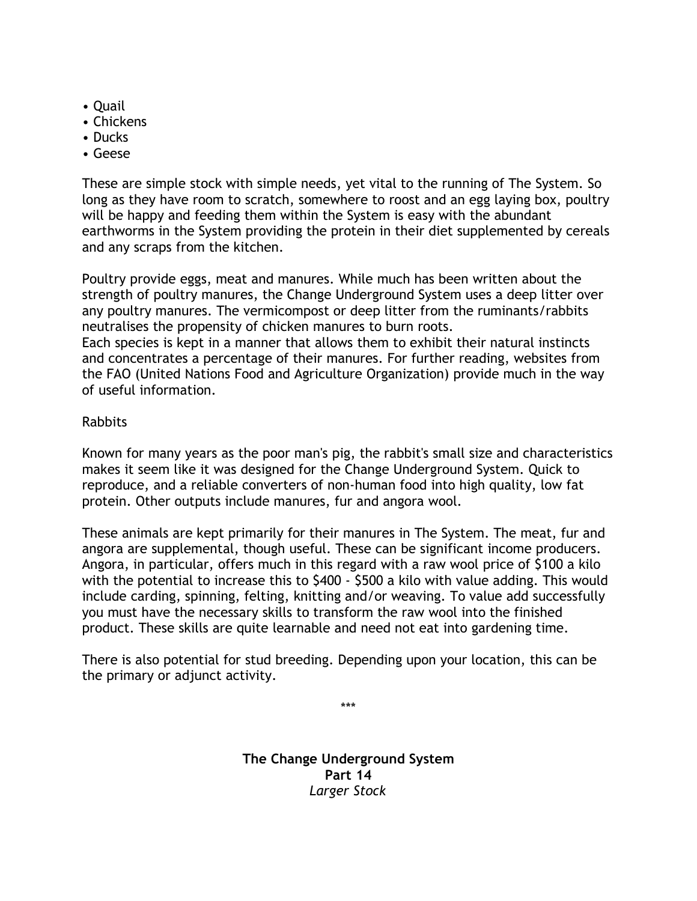- Quail
- Chickens
- Ducks
- Geese

These are simple stock with simple needs, yet vital to the running of The System. So long as they have room to scratch, somewhere to roost and an egg laying box, poultry will be happy and feeding them within the System is easy with the abundant earthworms in the System providing the protein in their diet supplemented by cereals and any scraps from the kitchen.

Poultry provide eggs, meat and manures. While much has been written about the strength of poultry manures, the Change Underground System uses a deep litter over any poultry manures. The vermicompost or deep litter from the ruminants/rabbits neutralises the propensity of chicken manures to burn roots.
Each species is kept in a manner that allows them to exhibit their natural instincts and concentrates a percentage of their manures. For further reading, websites from the FAO (United Nations Food and Agriculture Organization) provide much in the way of useful information.

Rabbits

Known for many years as the poor man's pig, the rabbit's small size and characteristics makes it seem like it was designed for the Change Underground System. Quick to reproduce, and a reliable converters of non-human food into high quality, low fat protein. Other outputs include manures, fur and angora wool.

These animals are kept primarily for their manures in The System. The meat, fur and angora are supplemental, though useful. These can be significant income producers. Angora, in particular, offers much in this regard with a raw wool price of $100 a kilo with the potential to increase this to $400 - $500 a kilo with value adding. This would include carding, spinning, felting, knitting and/or weaving. To value add successfully you must have the necessary skills to transform the raw wool into the finished product. These skills are quite learnable and need not eat into gardening time.

There is also potential for stud breeding. Depending upon your location, this can be the primary or adjunct activity.

***

**The Change Underground System**
**Part 14**
*Larger Stock*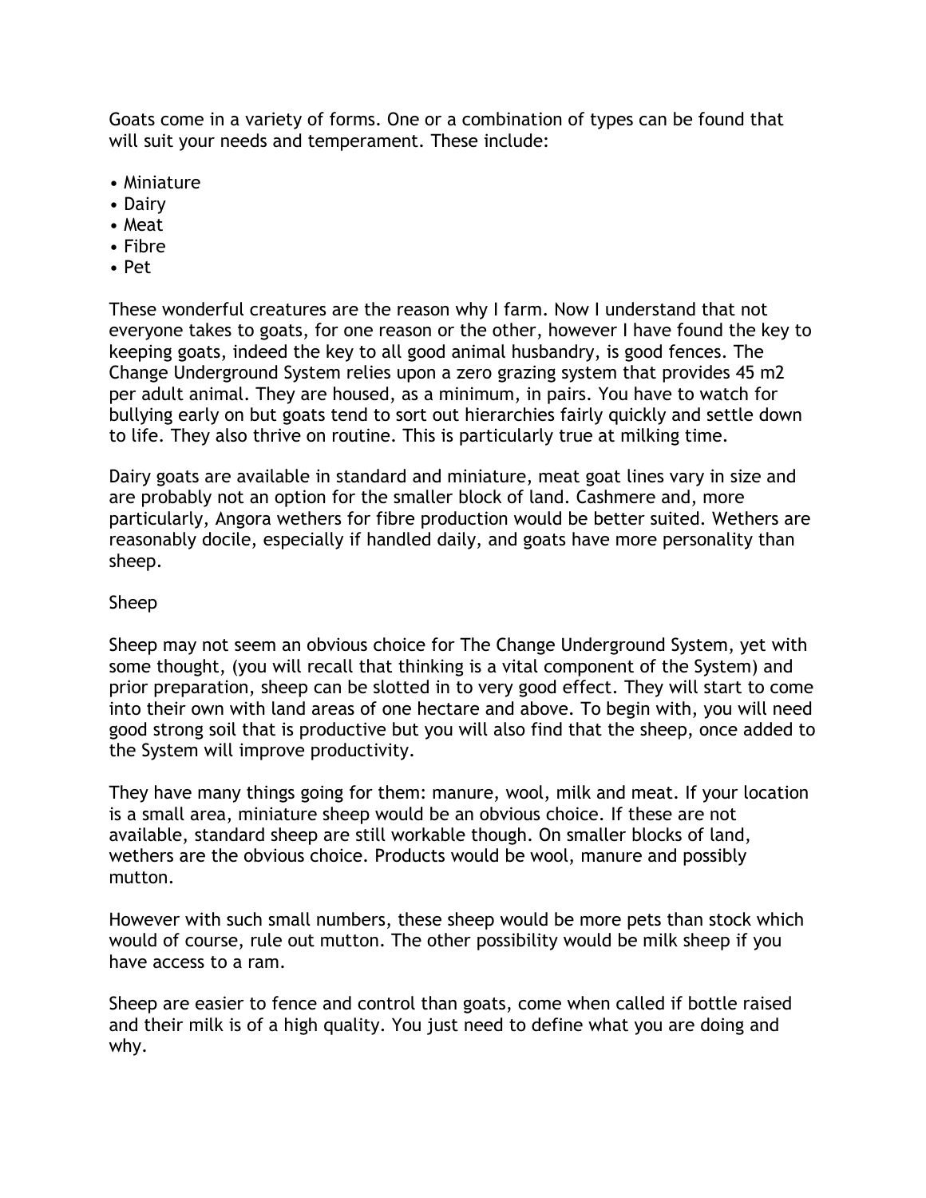Goats come in a variety of forms. One or a combination of types can be found that will suit your needs and temperament. These include:

- Miniature
- Dairy
- Meat
- Fibre
- Pet

These wonderful creatures are the reason why I farm. Now I understand that not everyone takes to goats, for one reason or the other, however I have found the key to keeping goats, indeed the key to all good animal husbandry, is good fences. The Change Underground System relies upon a zero grazing system that provides 45 m2 per adult animal. They are housed, as a minimum, in pairs. You have to watch for bullying early on but goats tend to sort out hierarchies fairly quickly and settle down to life. They also thrive on routine. This is particularly true at milking time.

Dairy goats are available in standard and miniature, meat goat lines vary in size and are probably not an option for the smaller block of land. Cashmere and, more particularly, Angora wethers for fibre production would be better suited. Wethers are reasonably docile, especially if handled daily, and goats have more personality than sheep.

## Sheep

Sheep may not seem an obvious choice for The Change Underground System, yet with some thought, (you will recall that thinking is a vital component of the System) and prior preparation, sheep can be slotted in to very good effect. They will start to come into their own with land areas of one hectare and above. To begin with, you will need good strong soil that is productive but you will also find that the sheep, once added to the System will improve productivity.

They have many things going for them: manure, wool, milk and meat. If your location is a small area, miniature sheep would be an obvious choice. If these are not available, standard sheep are still workable though. On smaller blocks of land, wethers are the obvious choice. Products would be wool, manure and possibly mutton.

However with such small numbers, these sheep would be more pets than stock which would of course, rule out mutton. The other possibility would be milk sheep if you have access to a ram.

Sheep are easier to fence and control than goats, come when called if bottle raised and their milk is of a high quality. You just need to define what you are doing and why.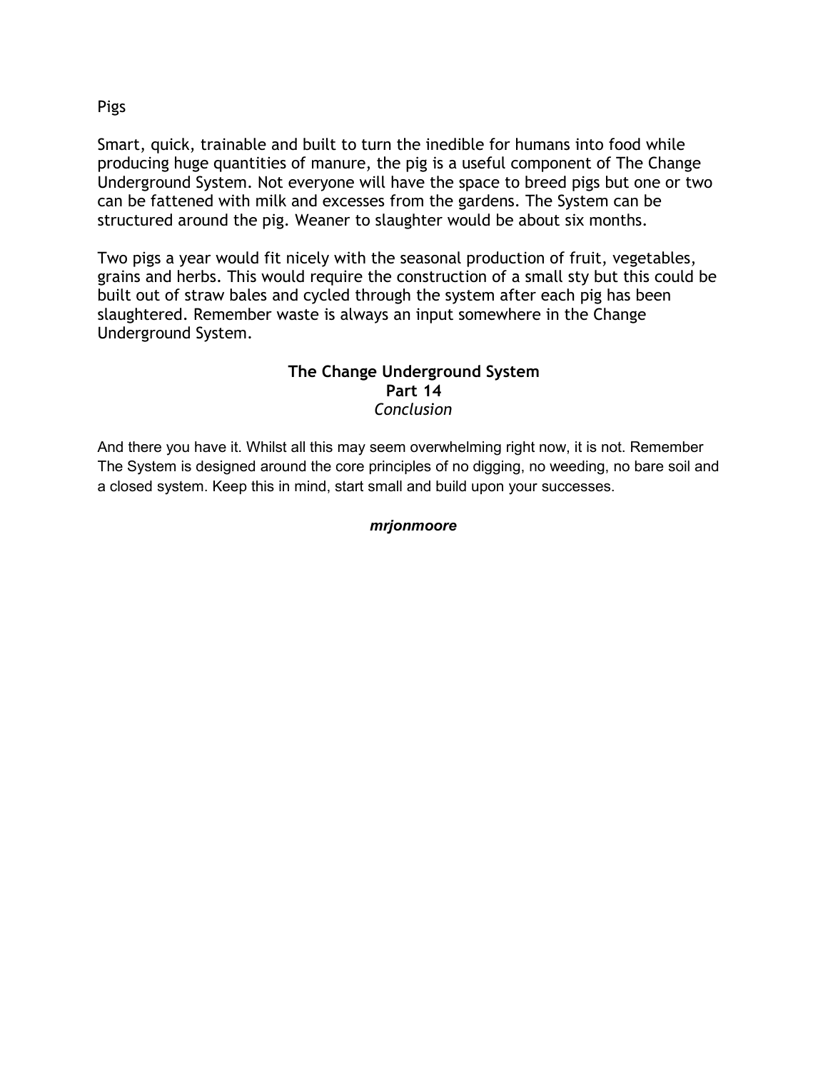Pigs

Smart, quick, trainable and built to turn the inedible for humans into food while producing huge quantities of manure, the pig is a useful component of The Change Underground System. Not everyone will have the space to breed pigs but one or two can be fattened with milk and excesses from the gardens. The System can be structured around the pig. Weaner to slaughter would be about six months.

Two pigs a year would fit nicely with the seasonal production of fruit, vegetables, grains and herbs. This would require the construction of a small sty but this could be built out of straw bales and cycled through the system after each pig has been slaughtered. Remember waste is always an input somewhere in the Change Underground System.

## The Change Underground System
## Part 14
### *Conclusion*

And there you have it. Whilst all this may seem overwhelming right now, it is not. Remember The System is designed around the core principles of no digging, no weeding, no bare soil and a closed system. Keep this in mind, start small and build upon your successes.

***mrjonmoore***